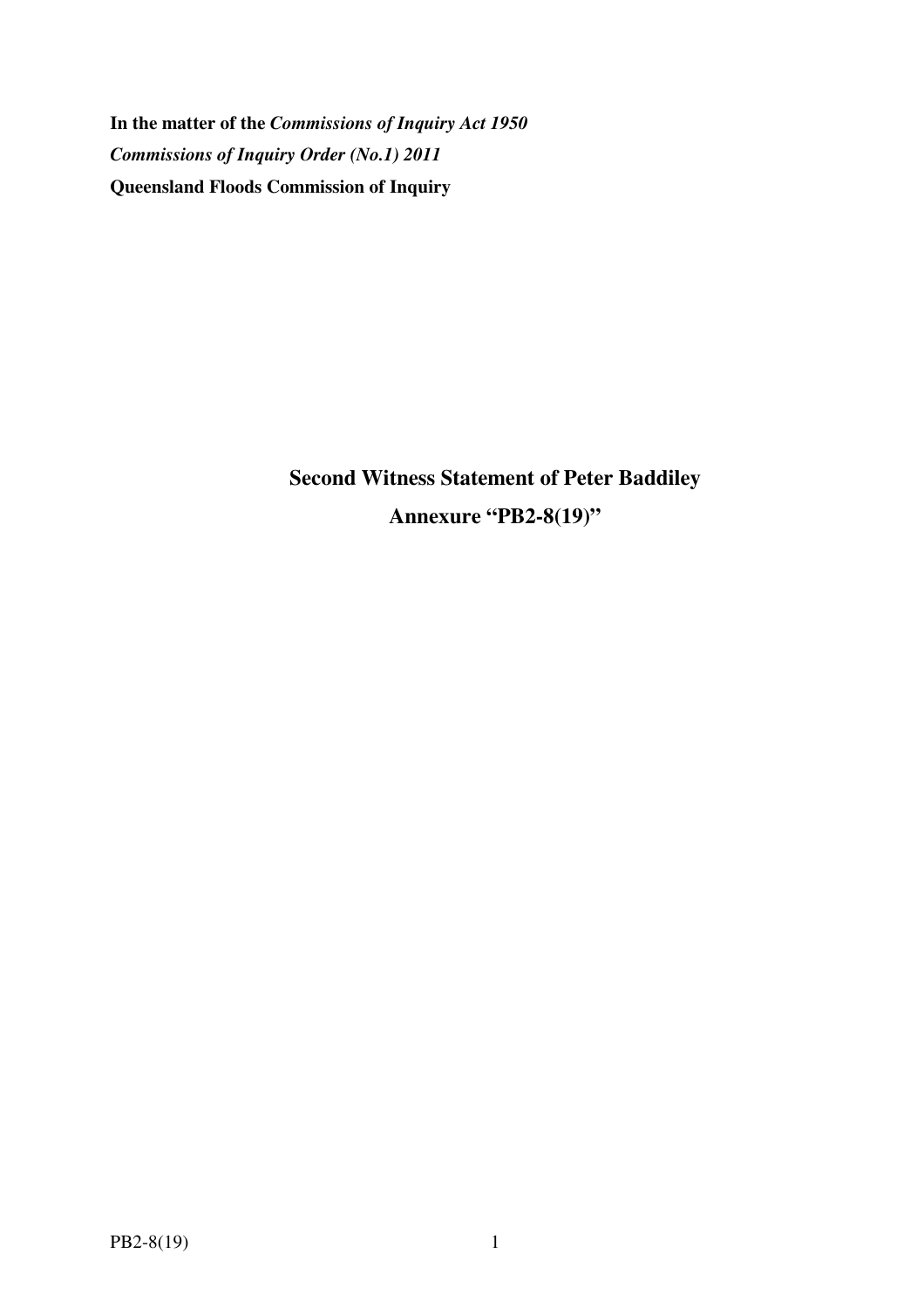**In the matter of the *Commissions of Inquiry Act 1950***

***Commissions of Inquiry Order (No.1) 2011***

**Queensland Floods Commission of Inquiry**

## Second Witness Statement of Peter Baddiley

## Annexure "PB2-8(19)"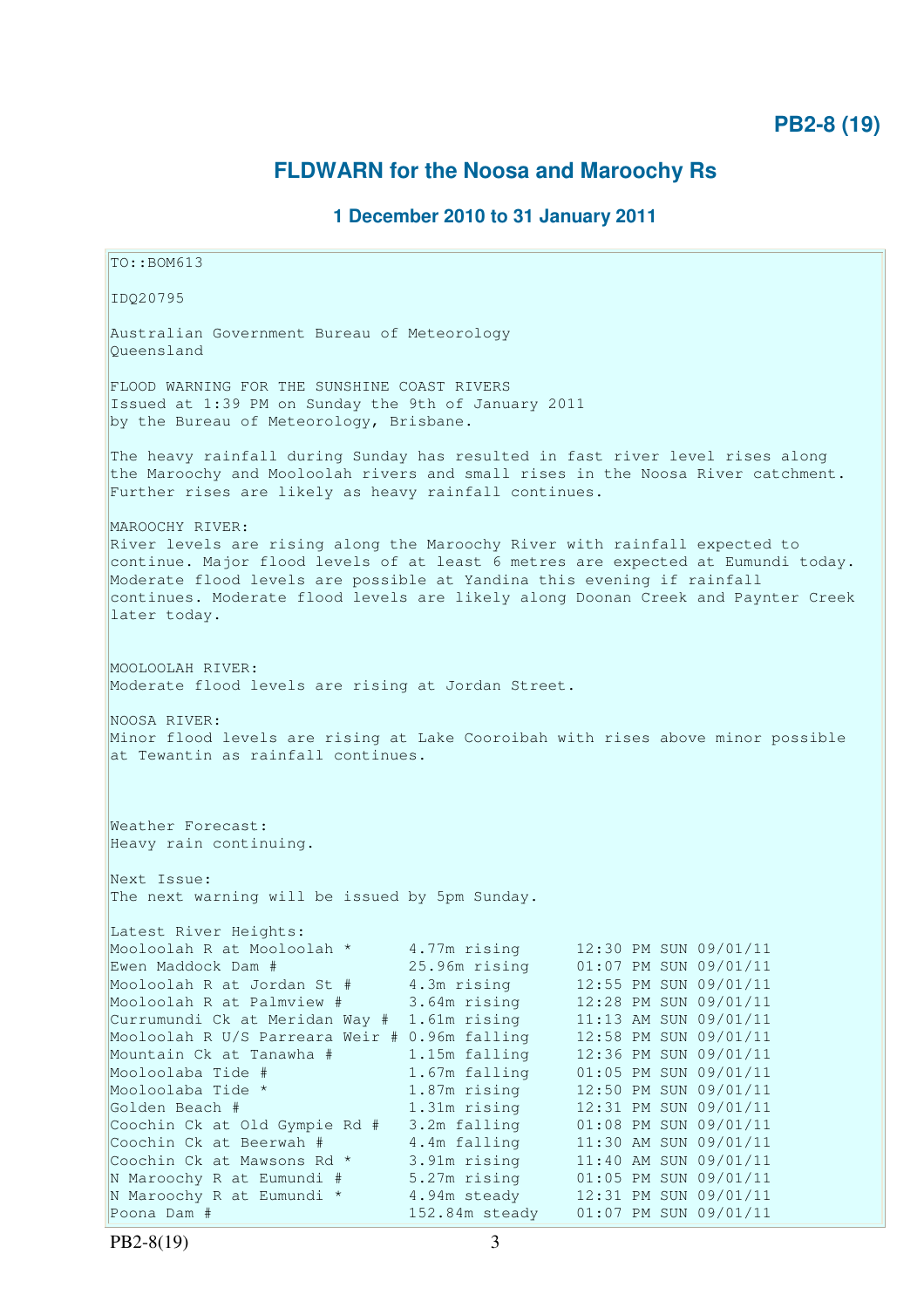**PB2-8 (19)**

## FLDWARN for the Noosa and Maroochy Rs

### 1 December 2010 to 31 January 2011

```
TO::BOM613

IDQ20795

Australian Government Bureau of Meteorology
Queensland

FLOOD WARNING FOR THE SUNSHINE COAST RIVERS
Issued at 1:39 PM on Sunday the 9th of January 2011
by the Bureau of Meteorology, Brisbane.

The heavy rainfall during Sunday has resulted in fast river level rises along
the Maroochy and Mooloolah rivers and small rises in the Noosa River catchment.
Further rises are likely as heavy rainfall continues.

MAROOCHY RIVER:
River levels are rising along the Maroochy River with rainfall expected to
continue. Major flood levels of at least 6 metres are expected at Eumundi today.
Moderate flood levels are possible at Yandina this evening if rainfall
continues. Moderate flood levels are likely along Doonan Creek and Paynter Creek
later today.


MOOLOOLAH RIVER:
Moderate flood levels are rising at Jordan Street.

NOOSA RIVER:
Minor flood levels are rising at Lake Cooroibah with rises above minor possible
at Tewantin as rainfall continues.



Weather Forecast:
Heavy rain continuing.

Next Issue:
The next warning will be issued by 5pm Sunday.

Latest River Heights:
Mooloolah R at Mooloolah *      4.77m rising      12:30 PM SUN 09/01/11
Ewen Maddock Dam #              25.96m rising     01:07 PM SUN 09/01/11
Mooloolah R at Jordan St #      4.3m rising       12:55 PM SUN 09/01/11
Mooloolah R at Palmview #       3.64m rising      12:28 PM SUN 09/01/11
Currumundi Ck at Meridan Way #  1.61m rising      11:13 AM SUN 09/01/11
Mooloolah R U/S Parreara Weir # 0.96m falling     12:58 PM SUN 09/01/11
Mountain Ck at Tanawha #        1.15m falling     12:36 PM SUN 09/01/11
Mooloolaba Tide #               1.67m falling     01:05 PM SUN 09/01/11
Mooloolaba Tide *               1.87m rising      12:50 PM SUN 09/01/11
Golden Beach #                  1.31m rising      12:31 PM SUN 09/01/11
Coochin Ck at Old Gympie Rd #   3.2m falling      01:08 PM SUN 09/01/11
Coochin Ck at Beerwah #         4.4m falling      11:30 AM SUN 09/01/11
Coochin Ck at Mawsons Rd *      3.91m rising      11:40 AM SUN 09/01/11
N Maroochy R at Eumundi #       5.27m rising      01:05 PM SUN 09/01/11
N Maroochy R at Eumundi *       4.94m steady      12:31 PM SUN 09/01/11
Poona Dam #                     152.84m steady    01:07 PM SUN 09/01/11
```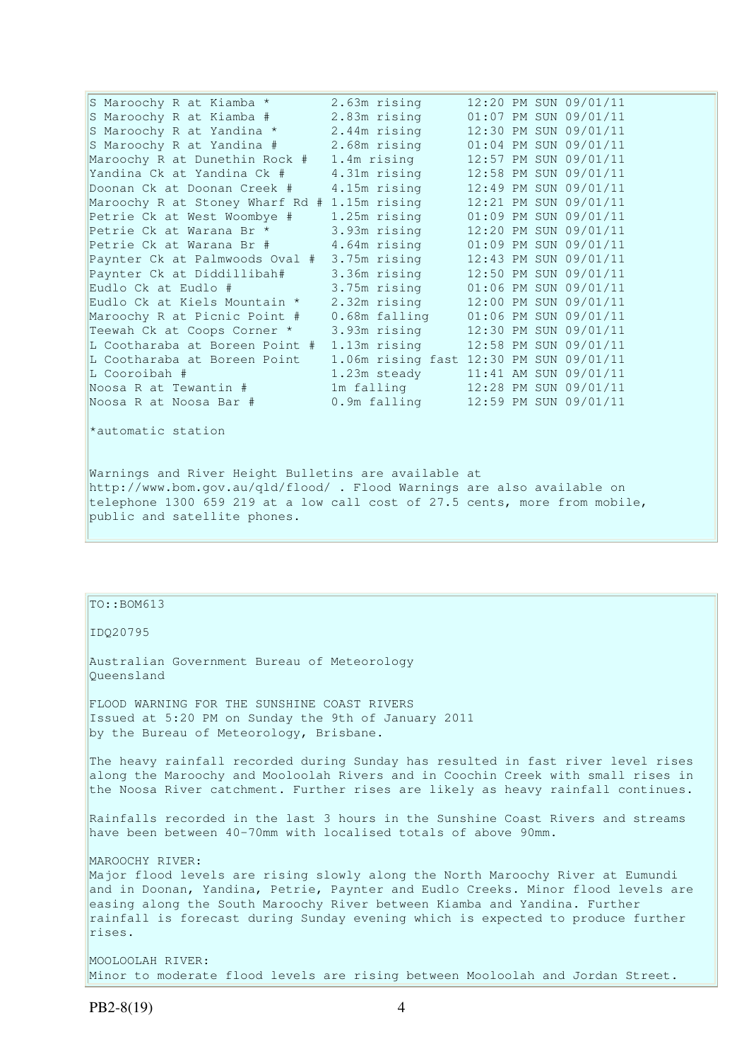| Station | Height | Time |
| --- | --- | --- |
| S Maroochy R at Kiamba * | 2.63m rising | 12:20 PM SUN 09/01/11 |
| S Maroochy R at Kiamba # | 2.83m rising | 01:07 PM SUN 09/01/11 |
| S Maroochy R at Yandina * | 2.44m rising | 12:30 PM SUN 09/01/11 |
| S Maroochy R at Yandina # | 2.68m rising | 01:04 PM SUN 09/01/11 |
| Maroochy R at Dunethin Rock # | 1.4m rising | 12:57 PM SUN 09/01/11 |
| Yandina Ck at Yandina Ck # | 4.31m rising | 12:58 PM SUN 09/01/11 |
| Doonan Ck at Doonan Creek # | 4.15m rising | 12:49 PM SUN 09/01/11 |
| Maroochy R at Stoney Wharf Rd # | 1.15m rising | 12:21 PM SUN 09/01/11 |
| Petrie Ck at West Woombye # | 1.25m rising | 01:09 PM SUN 09/01/11 |
| Petrie Ck at Warana Br * | 3.93m rising | 12:20 PM SUN 09/01/11 |
| Petrie Ck at Warana Br # | 4.64m rising | 01:09 PM SUN 09/01/11 |
| Paynter Ck at Palmwoods Oval # | 3.75m rising | 12:43 PM SUN 09/01/11 |
| Paynter Ck at Diddillibah# | 3.36m rising | 12:50 PM SUN 09/01/11 |
| Eudlo Ck at Eudlo # | 3.75m rising | 01:06 PM SUN 09/01/11 |
| Eudlo Ck at Kiels Mountain * | 2.32m rising | 12:00 PM SUN 09/01/11 |
| Maroochy R at Picnic Point # | 0.68m falling | 01:06 PM SUN 09/01/11 |
| Teewah Ck at Coops Corner * | 3.93m rising | 12:30 PM SUN 09/01/11 |
| L Cootharaba at Boreen Point # | 1.13m rising | 12:58 PM SUN 09/01/11 |
| L Cootharaba at Boreen Point | 1.06m rising fast | 12:30 PM SUN 09/01/11 |
| L Cooroibah # | 1.23m steady | 11:41 AM SUN 09/01/11 |
| Noosa R at Tewantin # | 1m falling | 12:28 PM SUN 09/01/11 |
| Noosa R at Noosa Bar # | 0.9m falling | 12:59 PM SUN 09/01/11 |

*automatic station

Warnings and River Height Bulletins are available at http://www.bom.gov.au/qld/flood/ . Flood Warnings are also available on telephone 1300 659 219 at a low call cost of 27.5 cents, more from mobile, public and satellite phones.

TO::BOM613

IDQ20795

Australian Government Bureau of Meteorology
Queensland

FLOOD WARNING FOR THE SUNSHINE COAST RIVERS
Issued at 5:20 PM on Sunday the 9th of January 2011
by the Bureau of Meteorology, Brisbane.

The heavy rainfall recorded during Sunday has resulted in fast river level rises along the Maroochy and Mooloolah Rivers and in Coochin Creek with small rises in the Noosa River catchment. Further rises are likely as heavy rainfall continues.

Rainfalls recorded in the last 3 hours in the Sunshine Coast Rivers and streams have been between 40-70mm with localised totals of above 90mm.

MAROOCHY RIVER:
Major flood levels are rising slowly along the North Maroochy River at Eumundi and in Doonan, Yandina, Petrie, Paynter and Eudlo Creeks. Minor flood levels are easing along the South Maroochy River between Kiamba and Yandina. Further rainfall is forecast during Sunday evening which is expected to produce further rises.

MOOLOOLAH RIVER:
Minor to moderate flood levels are rising between Mooloolah and Jordan Street.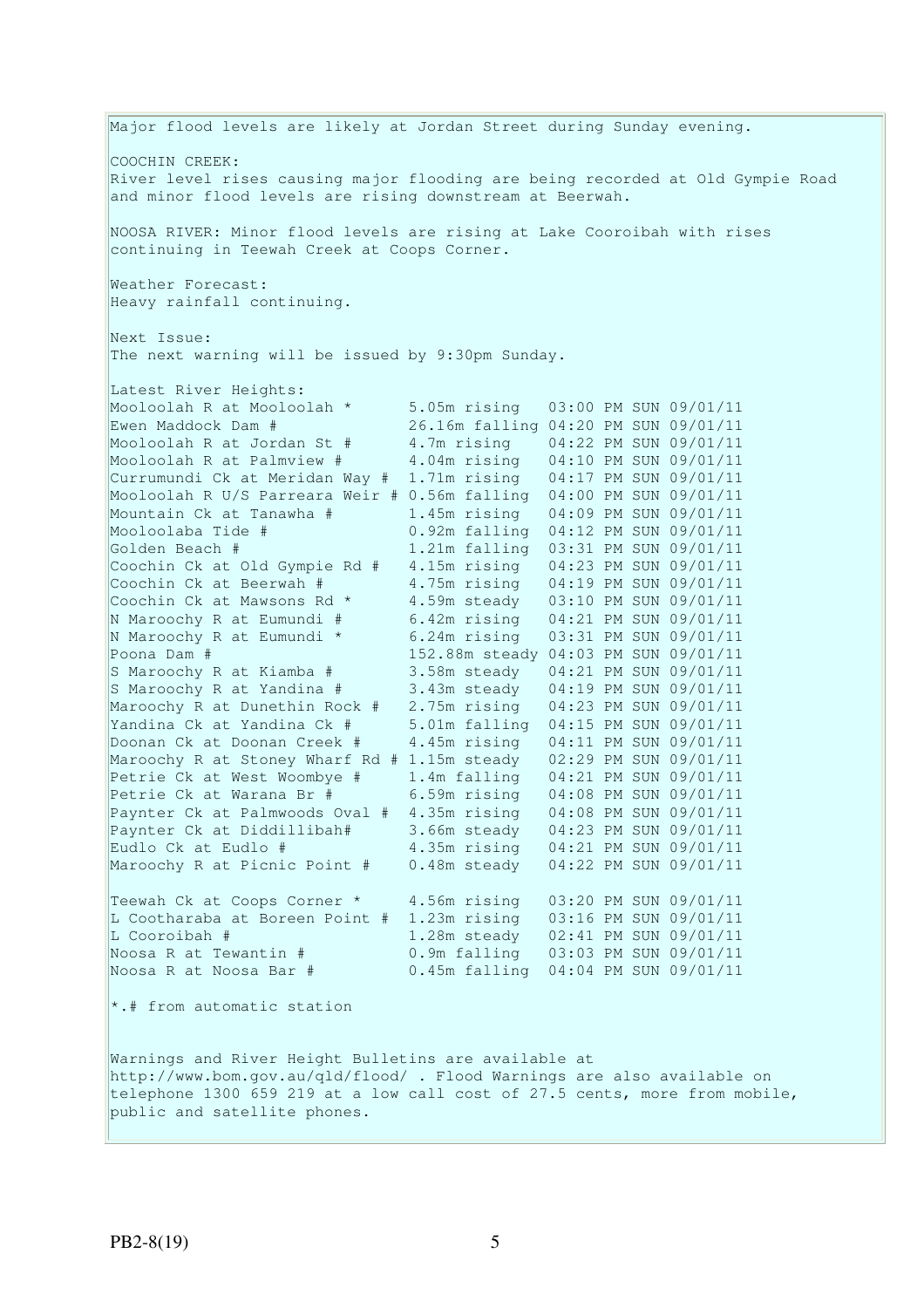Major flood levels are likely at Jordan Street during Sunday evening.

COOCHIN CREEK:
River level rises causing major flooding are being recorded at Old Gympie Road and minor flood levels are rising downstream at Beerwah.

NOOSA RIVER: Minor flood levels are rising at Lake Cooroibah with rises continuing in Teewah Creek at Coops Corner.

Weather Forecast:
Heavy rainfall continuing.

Next Issue:
The next warning will be issued by 9:30pm Sunday.

Latest River Heights:

| Station | Height | Time |
|---|---|---|
| Mooloolah R at Mooloolah * | 5.05m rising | 03:00 PM SUN 09/01/11 |
| Ewen Maddock Dam # | 26.16m falling | 04:20 PM SUN 09/01/11 |
| Mooloolah R at Jordan St # | 4.7m rising | 04:22 PM SUN 09/01/11 |
| Mooloolah R at Palmview # | 4.04m rising | 04:10 PM SUN 09/01/11 |
| Currumundi Ck at Meridan Way # | 1.71m rising | 04:17 PM SUN 09/01/11 |
| Mooloolah R U/S Parreara Weir # | 0.56m falling | 04:00 PM SUN 09/01/11 |
| Mountain Ck at Tanawha # | 1.45m rising | 04:09 PM SUN 09/01/11 |
| Mooloolaba Tide # | 0.92m falling | 04:12 PM SUN 09/01/11 |
| Golden Beach # | 1.21m falling | 03:31 PM SUN 09/01/11 |
| Coochin Ck at Old Gympie Rd # | 4.15m rising | 04:23 PM SUN 09/01/11 |
| Coochin Ck at Beerwah # | 4.75m rising | 04:19 PM SUN 09/01/11 |
| Coochin Ck at Mawsons Rd * | 4.59m steady | 03:10 PM SUN 09/01/11 |
| N Maroochy R at Eumundi # | 6.42m rising | 04:21 PM SUN 09/01/11 |
| N Maroochy R at Eumundi * | 6.24m rising | 03:31 PM SUN 09/01/11 |
| Poona Dam # | 152.88m steady | 04:03 PM SUN 09/01/11 |
| S Maroochy R at Kiamba # | 3.58m steady | 04:21 PM SUN 09/01/11 |
| S Maroochy R at Yandina # | 3.43m steady | 04:19 PM SUN 09/01/11 |
| Maroochy R at Dunethin Rock # | 2.75m rising | 04:23 PM SUN 09/01/11 |
| Yandina Ck at Yandina Ck # | 5.01m falling | 04:15 PM SUN 09/01/11 |
| Doonan Ck at Doonan Creek # | 4.45m rising | 04:11 PM SUN 09/01/11 |
| Maroochy R at Stoney Wharf Rd # | 1.15m steady | 02:29 PM SUN 09/01/11 |
| Petrie Ck at West Woombye # | 1.4m falling | 04:21 PM SUN 09/01/11 |
| Petrie Ck at Warana Br # | 6.59m rising | 04:08 PM SUN 09/01/11 |
| Paynter Ck at Palmwoods Oval # | 4.35m rising | 04:08 PM SUN 09/01/11 |
| Paynter Ck at Diddillibah# | 3.66m steady | 04:23 PM SUN 09/01/11 |
| Eudlo Ck at Eudlo # | 4.35m rising | 04:21 PM SUN 09/01/11 |
| Maroochy R at Picnic Point # | 0.48m steady | 04:22 PM SUN 09/01/11 |
| Teewah Ck at Coops Corner * | 4.56m rising | 03:20 PM SUN 09/01/11 |
| L Cootharaba at Boreen Point # | 1.23m rising | 03:16 PM SUN 09/01/11 |
| L Cooroibah # | 1.28m steady | 02:41 PM SUN 09/01/11 |
| Noosa R at Tewantin # | 0.9m falling | 03:03 PM SUN 09/01/11 |
| Noosa R at Noosa Bar # | 0.45m falling | 04:04 PM SUN 09/01/11 |

*.# from automatic station

Warnings and River Height Bulletins are available at http://www.bom.gov.au/qld/flood/ . Flood Warnings are also available on telephone 1300 659 219 at a low call cost of 27.5 cents, more from mobile, public and satellite phones.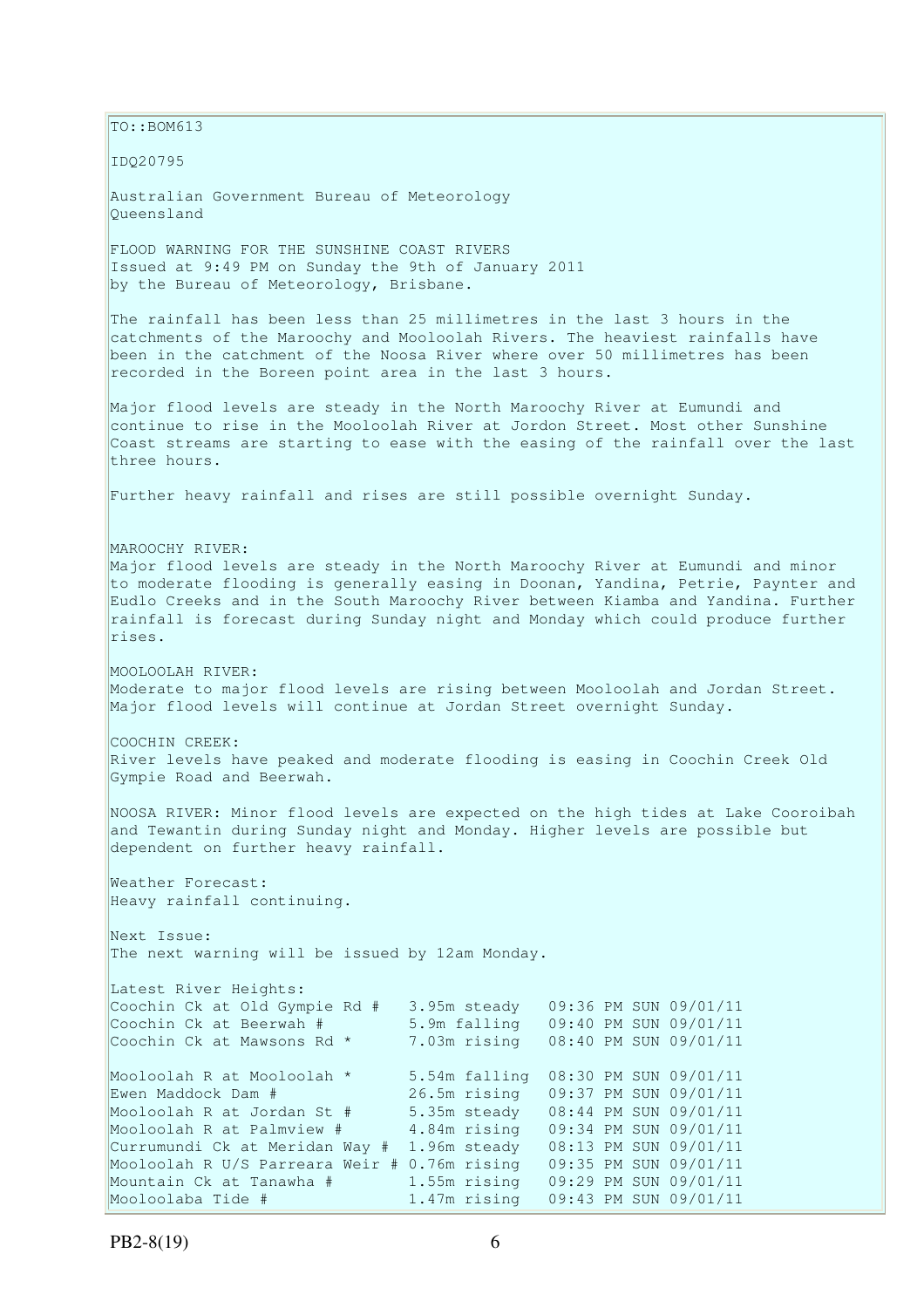TO::BOM613

IDQ20795

Australian Government Bureau of Meteorology
Queensland

FLOOD WARNING FOR THE SUNSHINE COAST RIVERS
Issued at 9:49 PM on Sunday the 9th of January 2011
by the Bureau of Meteorology, Brisbane.

The rainfall has been less than 25 millimetres in the last 3 hours in the catchments of the Maroochy and Mooloolah Rivers. The heaviest rainfalls have been in the catchment of the Noosa River where over 50 millimetres has been recorded in the Boreen point area in the last 3 hours.

Major flood levels are steady in the North Maroochy River at Eumundi and continue to rise in the Mooloolah River at Jordon Street. Most other Sunshine Coast streams are starting to ease with the easing of the rainfall over the last three hours.

Further heavy rainfall and rises are still possible overnight Sunday.

MAROOCHY RIVER:
Major flood levels are steady in the North Maroochy River at Eumundi and minor to moderate flooding is generally easing in Doonan, Yandina, Petrie, Paynter and Eudlo Creeks and in the South Maroochy River between Kiamba and Yandina. Further rainfall is forecast during Sunday night and Monday which could produce further rises.

MOOLOOLAH RIVER:
Moderate to major flood levels are rising between Mooloolah and Jordan Street. Major flood levels will continue at Jordan Street overnight Sunday.

COOCHIN CREEK:
River levels have peaked and moderate flooding is easing in Coochin Creek Old Gympie Road and Beerwah.

NOOSA RIVER: Minor flood levels are expected on the high tides at Lake Cooroibah and Tewantin during Sunday night and Monday. Higher levels are possible but dependent on further heavy rainfall.

Weather Forecast:
Heavy rainfall continuing.

Next Issue:
The next warning will be issued by 12am Monday.

Latest River Heights:

| Location | Height | Time |
|---|---|---|
| Coochin Ck at Old Gympie Rd # | 3.95m steady | 09:36 PM SUN 09/01/11 |
| Coochin Ck at Beerwah # | 5.9m falling | 09:40 PM SUN 09/01/11 |
| Coochin Ck at Mawsons Rd * | 7.03m rising | 08:40 PM SUN 09/01/11 |
| | | |
| Mooloolah R at Mooloolah * | 5.54m falling | 08:30 PM SUN 09/01/11 |
| Ewen Maddock Dam # | 26.5m rising | 09:37 PM SUN 09/01/11 |
| Mooloolah R at Jordan St # | 5.35m steady | 08:44 PM SUN 09/01/11 |
| Mooloolah R at Palmview # | 4.84m rising | 09:34 PM SUN 09/01/11 |
| Currumundi Ck at Meridan Way # | 1.96m steady | 08:13 PM SUN 09/01/11 |
| Mooloolah R U/S Parreara Weir # | 0.76m rising | 09:35 PM SUN 09/01/11 |
| Mountain Ck at Tanawha # | 1.55m rising | 09:29 PM SUN 09/01/11 |
| Mooloolaba Tide # | 1.47m rising | 09:43 PM SUN 09/01/11 |

PB2-8(19)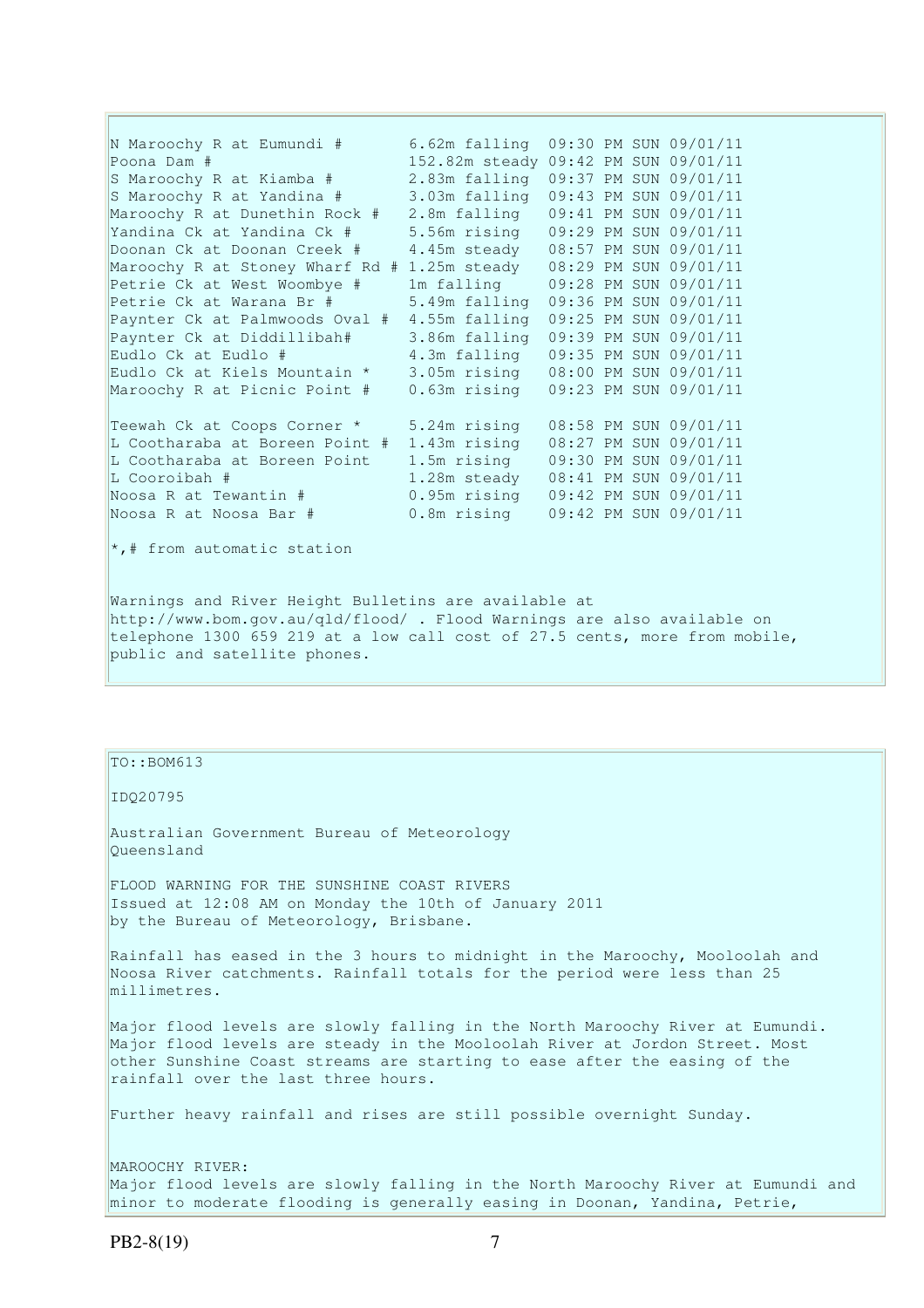```
N Maroochy R at Eumundi #       6.62m falling  09:30 PM SUN 09/01/11
Poona Dam #                     152.82m steady 09:42 PM SUN 09/01/11
S Maroochy R at Kiamba #        2.83m falling  09:37 PM SUN 09/01/11
S Maroochy R at Yandina #       3.03m falling  09:43 PM SUN 09/01/11
Maroochy R at Dunethin Rock #   2.8m falling   09:41 PM SUN 09/01/11
Yandina Ck at Yandina Ck #      5.56m rising   09:29 PM SUN 09/01/11
Doonan Ck at Doonan Creek #     4.45m steady   08:57 PM SUN 09/01/11
Maroochy R at Stoney Wharf Rd # 1.25m steady   08:29 PM SUN 09/01/11
Petrie Ck at West Woombye #     1m falling     09:28 PM SUN 09/01/11
Petrie Ck at Warana Br #        5.49m falling  09:36 PM SUN 09/01/11
Paynter Ck at Palmwoods Oval #  4.55m falling  09:25 PM SUN 09/01/11
Paynter Ck at Diddillibah#      3.86m falling  09:39 PM SUN 09/01/11
Eudlo Ck at Eudlo #             4.3m falling   09:35 PM SUN 09/01/11
Eudlo Ck at Kiels Mountain *    3.05m rising   08:00 PM SUN 09/01/11
Maroochy R at Picnic Point #    0.63m rising   09:23 PM SUN 09/01/11

Teewah Ck at Coops Corner *     5.24m rising   08:58 PM SUN 09/01/11
L Cootharaba at Boreen Point #  1.43m rising   08:27 PM SUN 09/01/11
L Cootharaba at Boreen Point    1.5m rising    09:30 PM SUN 09/01/11
L Cooroibah #                   1.28m steady   08:41 PM SUN 09/01/11
Noosa R at Tewantin #           0.95m rising   09:42 PM SUN 09/01/11
Noosa R at Noosa Bar #          0.8m rising    09:42 PM SUN 09/01/11
```

*,# from automatic station

Warnings and River Height Bulletins are available at http://www.bom.gov.au/qld/flood/ . Flood Warnings are also available on telephone 1300 659 219 at a low call cost of 27.5 cents, more from mobile, public and satellite phones.

TO::BOM613

IDQ20795

Australian Government Bureau of Meteorology
Queensland

FLOOD WARNING FOR THE SUNSHINE COAST RIVERS
Issued at 12:08 AM on Monday the 10th of January 2011
by the Bureau of Meteorology, Brisbane.

Rainfall has eased in the 3 hours to midnight in the Maroochy, Mooloolah and Noosa River catchments. Rainfall totals for the period were less than 25 millimetres.

Major flood levels are slowly falling in the North Maroochy River at Eumundi. Major flood levels are steady in the Mooloolah River at Jordon Street. Most other Sunshine Coast streams are starting to ease after the easing of the rainfall over the last three hours.

Further heavy rainfall and rises are still possible overnight Sunday.

MAROOCHY RIVER:
Major flood levels are slowly falling in the North Maroochy River at Eumundi and minor to moderate flooding is generally easing in Doonan, Yandina, Petrie,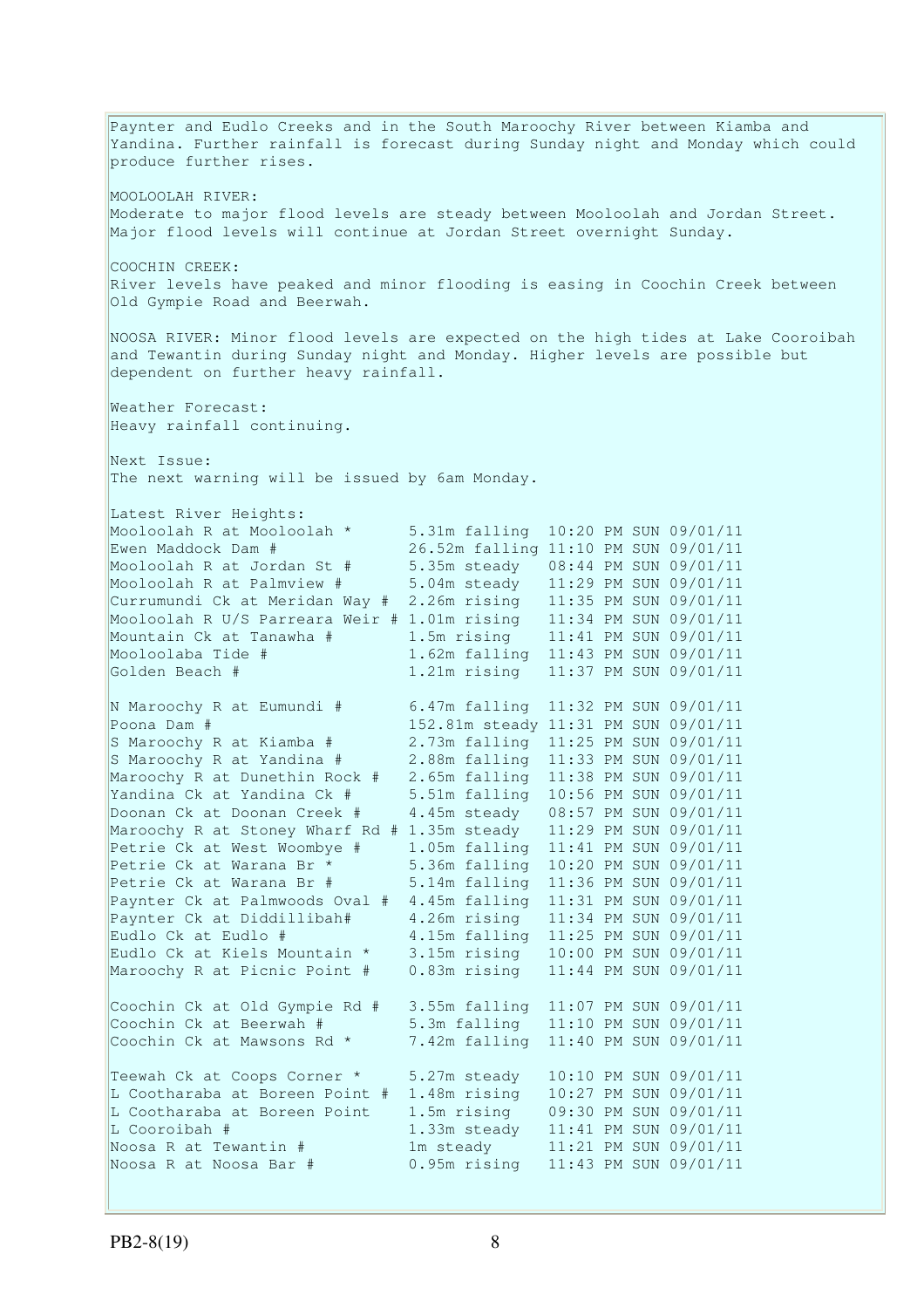Paynter and Eudlo Creeks and in the South Maroochy River between Kiamba and Yandina. Further rainfall is forecast during Sunday night and Monday which could produce further rises.

MOOLOOLAH RIVER:
Moderate to major flood levels are steady between Mooloolah and Jordan Street. Major flood levels will continue at Jordan Street overnight Sunday.

COOCHIN CREEK:
River levels have peaked and minor flooding is easing in Coochin Creek between Old Gympie Road and Beerwah.

NOOSA RIVER: Minor flood levels are expected on the high tides at Lake Cooroibah and Tewantin during Sunday night and Monday. Higher levels are possible but dependent on further heavy rainfall.

Weather Forecast:
Heavy rainfall continuing.

Next Issue:
The next warning will be issued by 6am Monday.

Latest River Heights:

```
Mooloolah R at Mooloolah *      5.31m falling  10:20 PM SUN 09/01/11
Ewen Maddock Dam #              26.52m falling 11:10 PM SUN 09/01/11
Mooloolah R at Jordan St #      5.35m steady   08:44 PM SUN 09/01/11
Mooloolah R at Palmview #       5.04m steady   11:29 PM SUN 09/01/11
Currumundi Ck at Meridan Way #  2.26m rising   11:35 PM SUN 09/01/11
Mooloolah R U/S Parreara Weir # 1.01m rising   11:34 PM SUN 09/01/11
Mountain Ck at Tanawha #        1.5m rising    11:41 PM SUN 09/01/11
Mooloolaba Tide #               1.62m falling  11:43 PM SUN 09/01/11
Golden Beach #                  1.21m rising   11:37 PM SUN 09/01/11

N Maroochy R at Eumundi #       6.47m falling  11:32 PM SUN 09/01/11
Poona Dam #                     152.81m steady 11:31 PM SUN 09/01/11
S Maroochy R at Kiamba #        2.73m falling  11:25 PM SUN 09/01/11
S Maroochy R at Yandina #       2.88m falling  11:33 PM SUN 09/01/11
Maroochy R at Dunethin Rock #   2.65m falling  11:38 PM SUN 09/01/11
Yandina Ck at Yandina Ck #      5.51m falling  10:56 PM SUN 09/01/11
Doonan Ck at Doonan Creek #     4.45m steady   08:57 PM SUN 09/01/11
Maroochy R at Stoney Wharf Rd # 1.35m steady   11:29 PM SUN 09/01/11
Petrie Ck at West Woombye #     1.05m falling  11:41 PM SUN 09/01/11
Petrie Ck at Warana Br *        5.36m falling  10:20 PM SUN 09/01/11
Petrie Ck at Warana Br #        5.14m falling  11:36 PM SUN 09/01/11
Paynter Ck at Palmwoods Oval #  4.45m falling  11:31 PM SUN 09/01/11
Paynter Ck at Diddillibah#      4.26m rising   11:34 PM SUN 09/01/11
Eudlo Ck at Eudlo #             4.15m falling  11:25 PM SUN 09/01/11
Eudlo Ck at Kiels Mountain *    3.15m rising   10:00 PM SUN 09/01/11
Maroochy R at Picnic Point #    0.83m rising   11:44 PM SUN 09/01/11

Coochin Ck at Old Gympie Rd #   3.55m falling  11:07 PM SUN 09/01/11
Coochin Ck at Beerwah #         5.3m falling   11:10 PM SUN 09/01/11
Coochin Ck at Mawsons Rd *      7.42m falling  11:40 PM SUN 09/01/11

Teewah Ck at Coops Corner *     5.27m steady   10:10 PM SUN 09/01/11
L Cootharaba at Boreen Point #  1.48m rising   10:27 PM SUN 09/01/11
L Cootharaba at Boreen Point    1.5m rising    09:30 PM SUN 09/01/11
L Cooroibah #                   1.33m steady   11:41 PM SUN 09/01/11
Noosa R at Tewantin #           1m steady      11:21 PM SUN 09/01/11
Noosa R at Noosa Bar #          0.95m rising   11:43 PM SUN 09/01/11
```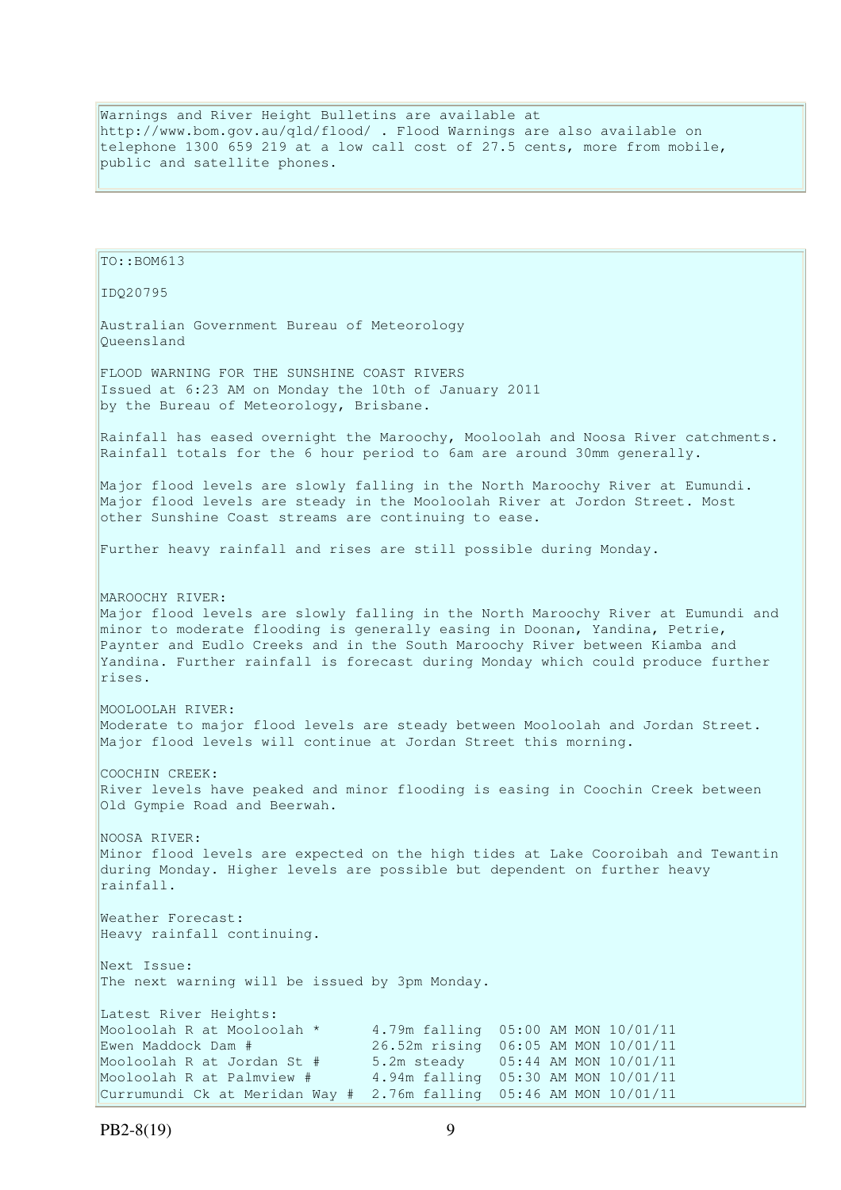Warnings and River Height Bulletins are available at http://www.bom.gov.au/qld/flood/ . Flood Warnings are also available on telephone 1300 659 219 at a low call cost of 27.5 cents, more from mobile, public and satellite phones.

TO::BOM613

IDQ20795

Australian Government Bureau of Meteorology
Queensland

FLOOD WARNING FOR THE SUNSHINE COAST RIVERS
Issued at 6:23 AM on Monday the 10th of January 2011
by the Bureau of Meteorology, Brisbane.

Rainfall has eased overnight the Maroochy, Mooloolah and Noosa River catchments. Rainfall totals for the 6 hour period to 6am are around 30mm generally.

Major flood levels are slowly falling in the North Maroochy River at Eumundi. Major flood levels are steady in the Mooloolah River at Jordon Street. Most other Sunshine Coast streams are continuing to ease.

Further heavy rainfall and rises are still possible during Monday.

MAROOCHY RIVER:
Major flood levels are slowly falling in the North Maroochy River at Eumundi and minor to moderate flooding is generally easing in Doonan, Yandina, Petrie, Paynter and Eudlo Creeks and in the South Maroochy River between Kiamba and Yandina. Further rainfall is forecast during Monday which could produce further rises.

MOOLOOLAH RIVER:
Moderate to major flood levels are steady between Mooloolah and Jordan Street. Major flood levels will continue at Jordan Street this morning.

COOCHIN CREEK:
River levels have peaked and minor flooding is easing in Coochin Creek between Old Gympie Road and Beerwah.

NOOSA RIVER:
Minor flood levels are expected on the high tides at Lake Cooroibah and Tewantin during Monday. Higher levels are possible but dependent on further heavy rainfall.

Weather Forecast:
Heavy rainfall continuing.

Next Issue:
The next warning will be issued by 3pm Monday.

Latest River Heights:

```
Mooloolah R at Mooloolah *      4.79m falling  05:00 AM MON 10/01/11
Ewen Maddock Dam #              26.52m rising  06:05 AM MON 10/01/11
Mooloolah R at Jordan St #      5.2m steady    05:44 AM MON 10/01/11
Mooloolah R at Palmview #       4.94m falling  05:30 AM MON 10/01/11
Currumundi Ck at Meridan Way #  2.76m falling  05:46 AM MON 10/01/11
```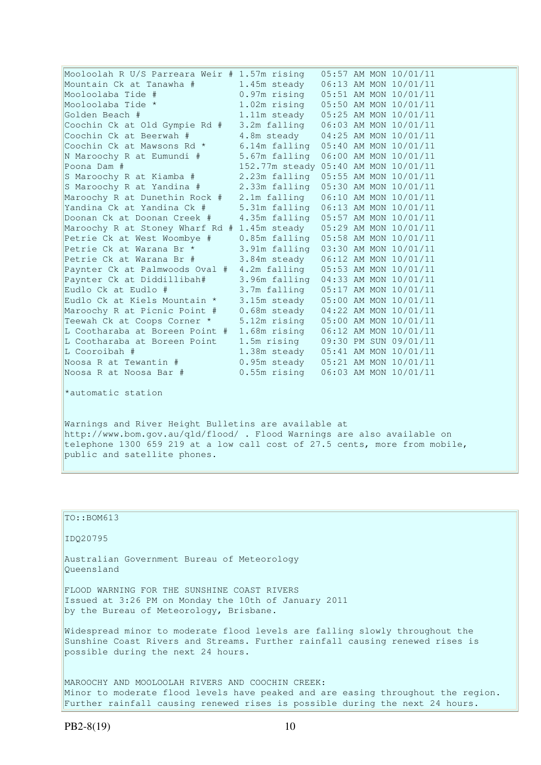```
Mooloolah R U/S Parreara Weir # 1.57m rising   05:57 AM MON 10/01/11
Mountain Ck at Tanawha #        1.45m steady   06:13 AM MON 10/01/11
Mooloolaba Tide #               0.97m rising   05:51 AM MON 10/01/11
Mooloolaba Tide *               1.02m rising   05:50 AM MON 10/01/11
Golden Beach #                  1.11m steady   05:25 AM MON 10/01/11
Coochin Ck at Old Gympie Rd #   3.2m falling   06:03 AM MON 10/01/11
Coochin Ck at Beerwah #         4.8m steady    04:25 AM MON 10/01/11
Coochin Ck at Mawsons Rd *      6.14m falling  05:40 AM MON 10/01/11
N Maroochy R at Eumundi #       5.67m falling  06:00 AM MON 10/01/11
Poona Dam #                     152.77m steady 05:40 AM MON 10/01/11
S Maroochy R at Kiamba #        2.23m falling  05:55 AM MON 10/01/11
S Maroochy R at Yandina #       2.33m falling  05:30 AM MON 10/01/11
Maroochy R at Dunethin Rock #   2.1m falling   06:10 AM MON 10/01/11
Yandina Ck at Yandina Ck #      5.31m falling  06:13 AM MON 10/01/11
Doonan Ck at Doonan Creek #     4.35m falling  05:57 AM MON 10/01/11
Maroochy R at Stoney Wharf Rd # 1.45m steady   05:29 AM MON 10/01/11
Petrie Ck at West Woombye #     0.85m falling  05:58 AM MON 10/01/11
Petrie Ck at Warana Br *        3.91m falling  03:30 AM MON 10/01/11
Petrie Ck at Warana Br #        3.84m steady   06:12 AM MON 10/01/11
Paynter Ck at Palmwoods Oval #  4.2m falling   05:53 AM MON 10/01/11
Paynter Ck at Diddillibah#      3.96m falling  04:33 AM MON 10/01/11
Eudlo Ck at Eudlo #             3.7m falling   05:17 AM MON 10/01/11
Eudlo Ck at Kiels Mountain *    3.15m steady   05:00 AM MON 10/01/11
Maroochy R at Picnic Point #    0.68m steady   04:22 AM MON 10/01/11
Teewah Ck at Coops Corner *     5.12m rising   05:00 AM MON 10/01/11
L Cootharaba at Boreen Point #  1.68m rising   06:12 AM MON 10/01/11
L Cootharaba at Boreen Point    1.5m rising    09:30 PM SUN 09/01/11
L Cooroibah #                   1.38m steady   05:41 AM MON 10/01/11
Noosa R at Tewantin #           0.95m steady   05:21 AM MON 10/01/11
Noosa R at Noosa Bar #          0.55m rising   06:03 AM MON 10/01/11
```

*automatic station

Warnings and River Height Bulletins are available at http://www.bom.gov.au/qld/flood/ . Flood Warnings are also available on telephone 1300 659 219 at a low call cost of 27.5 cents, more from mobile, public and satellite phones.

TO::BOM613

IDQ20795

Australian Government Bureau of Meteorology
Queensland

FLOOD WARNING FOR THE SUNSHINE COAST RIVERS
Issued at 3:26 PM on Monday the 10th of January 2011
by the Bureau of Meteorology, Brisbane.

Widespread minor to moderate flood levels are falling slowly throughout the Sunshine Coast Rivers and Streams. Further rainfall causing renewed rises is possible during the next 24 hours.

MAROOCHY AND MOOLOOLAH RIVERS AND COOCHIN CREEK:
Minor to moderate flood levels have peaked and are easing throughout the region. Further rainfall causing renewed rises is possible during the next 24 hours.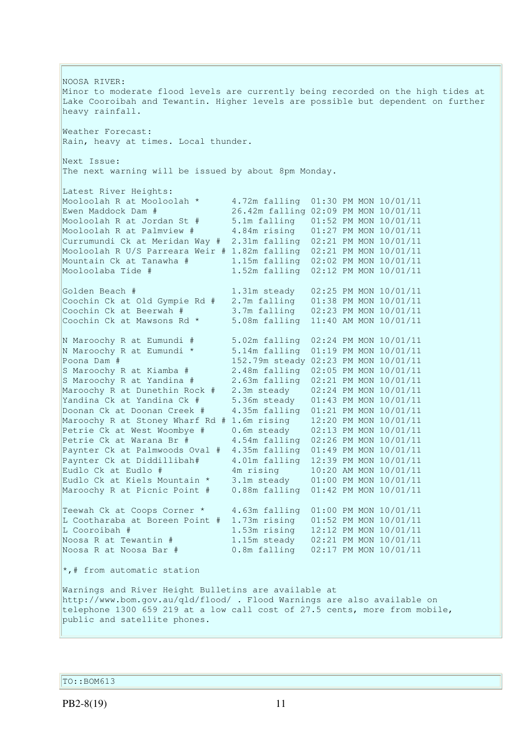NOOSA RIVER:
Minor to moderate flood levels are currently being recorded on the high tides at Lake Cooroibah and Tewantin. Higher levels are possible but dependent on further heavy rainfall.

Weather Forecast:
Rain, heavy at times. Local thunder.

Next Issue:
The next warning will be issued by about 8pm Monday.

Latest River Heights:

```
Mooloolah R at Mooloolah *      4.72m falling  01:30 PM MON 10/01/11
Ewen Maddock Dam #              26.42m falling 02:09 PM MON 10/01/11
Mooloolah R at Jordan St #      5.1m falling   01:52 PM MON 10/01/11
Mooloolah R at Palmview #       4.84m rising   01:27 PM MON 10/01/11
Currumundi Ck at Meridan Way #  2.31m falling  02:21 PM MON 10/01/11
Mooloolah R U/S Parreara Weir # 1.82m falling  02:21 PM MON 10/01/11
Mountain Ck at Tanawha #        1.15m falling  02:02 PM MON 10/01/11
Mooloolaba Tide #               1.52m falling  02:12 PM MON 10/01/11

Golden Beach #                  1.31m steady   02:25 PM MON 10/01/11
Coochin Ck at Old Gympie Rd #   2.7m falling   01:38 PM MON 10/01/11
Coochin Ck at Beerwah #         3.7m falling   02:23 PM MON 10/01/11
Coochin Ck at Mawsons Rd *      5.08m falling  11:40 AM MON 10/01/11

N Maroochy R at Eumundi #       5.02m falling  02:24 PM MON 10/01/11
N Maroochy R at Eumundi *       5.14m falling  01:19 PM MON 10/01/11
Poona Dam #                     152.79m steady 02:23 PM MON 10/01/11
S Maroochy R at Kiamba #        2.48m falling  02:05 PM MON 10/01/11
S Maroochy R at Yandina #       2.63m falling  02:21 PM MON 10/01/11
Maroochy R at Dunethin Rock #   2.3m steady    02:24 PM MON 10/01/11
Yandina Ck at Yandina Ck #      5.36m steady   01:43 PM MON 10/01/11
Doonan Ck at Doonan Creek #     4.35m falling  01:21 PM MON 10/01/11
Maroochy R at Stoney Wharf Rd # 1.6m rising    12:20 PM MON 10/01/11
Petrie Ck at West Woombye #     0.6m steady    02:13 PM MON 10/01/11
Petrie Ck at Warana Br #        4.54m falling  02:26 PM MON 10/01/11
Paynter Ck at Palmwoods Oval #  4.35m falling  01:49 PM MON 10/01/11
Paynter Ck at Diddillibah#      4.01m falling  12:39 PM MON 10/01/11
Eudlo Ck at Eudlo #             4m rising      10:20 AM MON 10/01/11
Eudlo Ck at Kiels Mountain *    3.1m steady    01:00 PM MON 10/01/11
Maroochy R at Picnic Point #    0.88m falling  01:42 PM MON 10/01/11

Teewah Ck at Coops Corner *     4.63m falling  01:00 PM MON 10/01/11
L Cootharaba at Boreen Point #  1.73m rising   01:52 PM MON 10/01/11
L Cooroibah #                   1.53m rising   12:12 PM MON 10/01/11
Noosa R at Tewantin #           1.15m steady   02:21 PM MON 10/01/11
Noosa R at Noosa Bar #          0.8m falling   02:17 PM MON 10/01/11
```

*,# from automatic station

Warnings and River Height Bulletins are available at http://www.bom.gov.au/qld/flood/ . Flood Warnings are also available on telephone 1300 659 219 at a low call cost of 27.5 cents, more from mobile, public and satellite phones.

TO::BOM613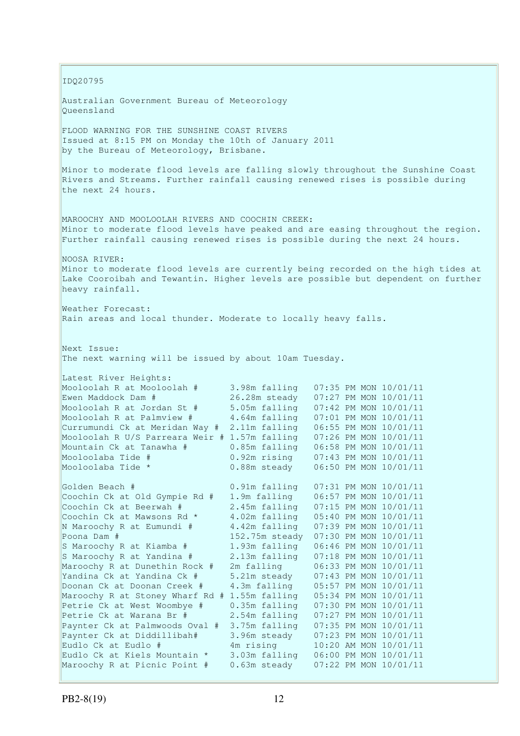IDQ20795

Australian Government Bureau of Meteorology
Queensland

FLOOD WARNING FOR THE SUNSHINE COAST RIVERS
Issued at 8:15 PM on Monday the 10th of January 2011
by the Bureau of Meteorology, Brisbane.

Minor to moderate flood levels are falling slowly throughout the Sunshine Coast Rivers and Streams. Further rainfall causing renewed rises is possible during the next 24 hours.

MAROOCHY AND MOOLOOLAH RIVERS AND COOCHIN CREEK:
Minor to moderate flood levels have peaked and are easing throughout the region. Further rainfall causing renewed rises is possible during the next 24 hours.

NOOSA RIVER:
Minor to moderate flood levels are currently being recorded on the high tides at Lake Cooroibah and Tewantin. Higher levels are possible but dependent on further heavy rainfall.

Weather Forecast:
Rain areas and local thunder. Moderate to locally heavy falls.

Next Issue:
The next warning will be issued by about 10am Tuesday.

Latest River Heights:

```
Mooloolah R at Mooloolah #      3.98m falling   07:35 PM MON 10/01/11
Ewen Maddock Dam #              26.28m steady   07:27 PM MON 10/01/11
Mooloolah R at Jordan St #      5.05m falling   07:42 PM MON 10/01/11
Mooloolah R at Palmview #       4.64m falling   07:01 PM MON 10/01/11
Currumundi Ck at Meridan Way #  2.11m falling   06:55 PM MON 10/01/11
Mooloolah R U/S Parreara Weir # 1.57m falling   07:26 PM MON 10/01/11
Mountain Ck at Tanawha #        0.85m falling   06:58 PM MON 10/01/11
Mooloolaba Tide #               0.92m rising    07:43 PM MON 10/01/11
Mooloolaba Tide *               0.88m steady    06:50 PM MON 10/01/11

Golden Beach #                  0.91m falling   07:31 PM MON 10/01/11
Coochin Ck at Old Gympie Rd #   1.9m falling    06:57 PM MON 10/01/11
Coochin Ck at Beerwah #         2.45m falling   07:15 PM MON 10/01/11
Coochin Ck at Mawsons Rd *      4.02m falling   05:40 PM MON 10/01/11
N Maroochy R at Eumundi #       4.42m falling   07:39 PM MON 10/01/11
Poona Dam #                     152.75m steady  07:30 PM MON 10/01/11
S Maroochy R at Kiamba #        1.93m falling   06:46 PM MON 10/01/11
S Maroochy R at Yandina #       2.13m falling   07:18 PM MON 10/01/11
Maroochy R at Dunethin Rock #   2m falling      06:33 PM MON 10/01/11
Yandina Ck at Yandina Ck #      5.21m steady    07:43 PM MON 10/01/11
Doonan Ck at Doonan Creek #     4.3m falling    05:57 PM MON 10/01/11
Maroochy R at Stoney Wharf Rd # 1.55m falling   05:34 PM MON 10/01/11
Petrie Ck at West Woombye #     0.35m falling   07:30 PM MON 10/01/11
Petrie Ck at Warana Br #        2.54m falling   07:27 PM MON 10/01/11
Paynter Ck at Palmwoods Oval #  3.75m falling   07:35 PM MON 10/01/11
Paynter Ck at Diddillibah#      3.96m steady    07:23 PM MON 10/01/11
Eudlo Ck at Eudlo #             4m rising       10:20 AM MON 10/01/11
Eudlo Ck at Kiels Mountain *    3.03m falling   06:00 PM MON 10/01/11
Maroochy R at Picnic Point #    0.63m steady    07:22 PM MON 10/01/11
```

PB2-8(19)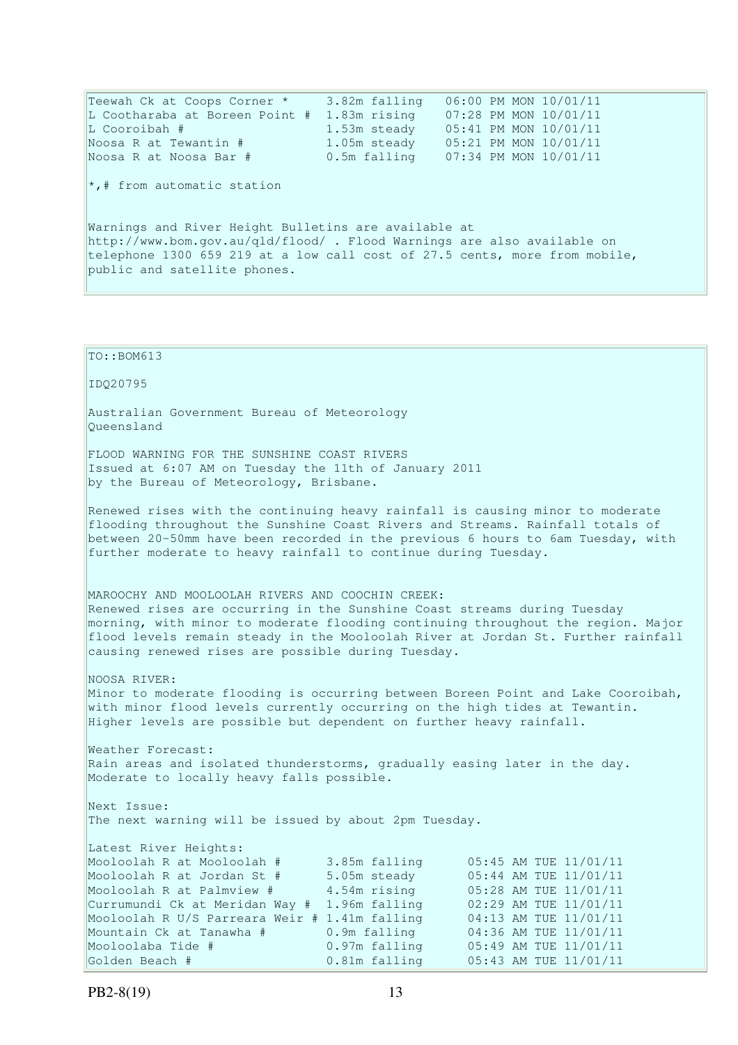| | | |
|---|---|---|
| Teewah Ck at Coops Corner * | 3.82m falling | 06:00 PM MON 10/01/11 |
| L Cootharaba at Boreen Point # | 1.83m rising | 07:28 PM MON 10/01/11 |
| L Cooroibah # | 1.53m steady | 05:41 PM MON 10/01/11 |
| Noosa R at Tewantin # | 1.05m steady | 05:21 PM MON 10/01/11 |
| Noosa R at Noosa Bar # | 0.5m falling | 07:34 PM MON 10/01/11 |

*,# from automatic station

Warnings and River Height Bulletins are available at http://www.bom.gov.au/qld/flood/ . Flood Warnings are also available on telephone 1300 659 219 at a low call cost of 27.5 cents, more from mobile, public and satellite phones.

---

TO::BOM613

IDQ20795

Australian Government Bureau of Meteorology
Queensland

FLOOD WARNING FOR THE SUNSHINE COAST RIVERS
Issued at 6:07 AM on Tuesday the 11th of January 2011
by the Bureau of Meteorology, Brisbane.

Renewed rises with the continuing heavy rainfall is causing minor to moderate flooding throughout the Sunshine Coast Rivers and Streams. Rainfall totals of between 20-50mm have been recorded in the previous 6 hours to 6am Tuesday, with further moderate to heavy rainfall to continue during Tuesday.

MAROOCHY AND MOOLOOLAH RIVERS AND COOCHIN CREEK:
Renewed rises are occurring in the Sunshine Coast streams during Tuesday morning, with minor to moderate flooding continuing throughout the region. Major flood levels remain steady in the Mooloolah River at Jordan St. Further rainfall causing renewed rises are possible during Tuesday.

NOOSA RIVER:
Minor to moderate flooding is occurring between Boreen Point and Lake Cooroibah, with minor flood levels currently occurring on the high tides at Tewantin. Higher levels are possible but dependent on further heavy rainfall.

Weather Forecast:
Rain areas and isolated thunderstorms, gradually easing later in the day. Moderate to locally heavy falls possible.

Next Issue:
The next warning will be issued by about 2pm Tuesday.

Latest River Heights:

| | | |
|---|---|---|
| Mooloolah R at Mooloolah # | 3.85m falling | 05:45 AM TUE 11/01/11 |
| Mooloolah R at Jordan St # | 5.05m steady | 05:44 AM TUE 11/01/11 |
| Mooloolah R at Palmview # | 4.54m rising | 05:28 AM TUE 11/01/11 |
| Currumundi Ck at Meridan Way # | 1.96m falling | 02:29 AM TUE 11/01/11 |
| Mooloolah R U/S Parreara Weir # | 1.41m falling | 04:13 AM TUE 11/01/11 |
| Mountain Ck at Tanawha # | 0.9m falling | 04:36 AM TUE 11/01/11 |
| Mooloolaba Tide # | 0.97m falling | 05:49 AM TUE 11/01/11 |
| Golden Beach # | 0.81m falling | 05:43 AM TUE 11/01/11 |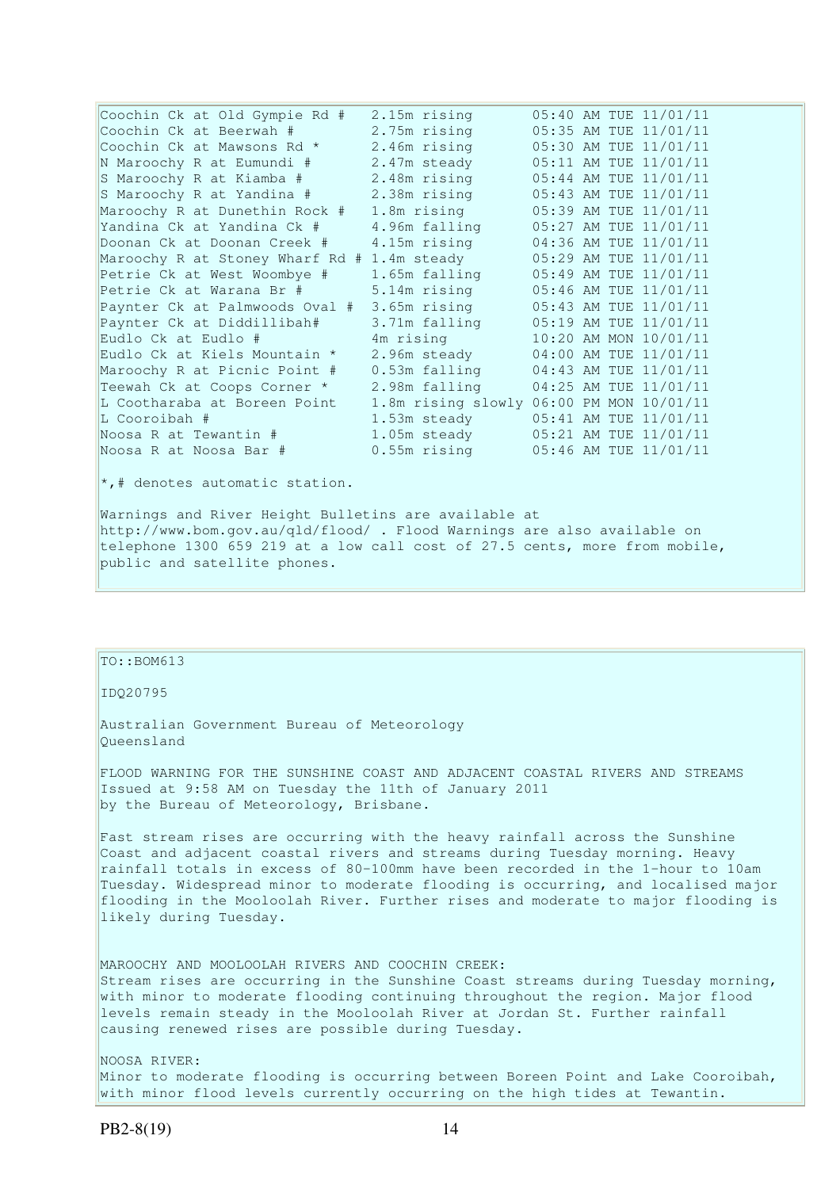| Station | Height | Time |
|---|---|---|
| Coochin Ck at Old Gympie Rd # | 2.15m rising | 05:40 AM TUE 11/01/11 |
| Coochin Ck at Beerwah # | 2.75m rising | 05:35 AM TUE 11/01/11 |
| Coochin Ck at Mawsons Rd * | 2.46m rising | 05:30 AM TUE 11/01/11 |
| N Maroochy R at Eumundi # | 2.47m steady | 05:11 AM TUE 11/01/11 |
| S Maroochy R at Kiamba # | 2.48m rising | 05:44 AM TUE 11/01/11 |
| S Maroochy R at Yandina # | 2.38m rising | 05:43 AM TUE 11/01/11 |
| Maroochy R at Dunethin Rock # | 1.8m rising | 05:39 AM TUE 11/01/11 |
| Yandina Ck at Yandina Ck # | 4.96m falling | 05:27 AM TUE 11/01/11 |
| Doonan Ck at Doonan Creek # | 4.15m rising | 04:36 AM TUE 11/01/11 |
| Maroochy R at Stoney Wharf Rd # | 1.4m steady | 05:29 AM TUE 11/01/11 |
| Petrie Ck at West Woombye # | 1.65m falling | 05:49 AM TUE 11/01/11 |
| Petrie Ck at Warana Br # | 5.14m rising | 05:46 AM TUE 11/01/11 |
| Paynter Ck at Palmwoods Oval # | 3.65m rising | 05:43 AM TUE 11/01/11 |
| Paynter Ck at Diddillibah# | 3.71m falling | 05:19 AM TUE 11/01/11 |
| Eudlo Ck at Eudlo # | 4m rising | 10:20 AM MON 10/01/11 |
| Eudlo Ck at Kiels Mountain * | 2.96m steady | 04:00 AM TUE 11/01/11 |
| Maroochy R at Picnic Point # | 0.53m falling | 04:43 AM TUE 11/01/11 |
| Teewah Ck at Coops Corner * | 2.98m falling | 04:25 AM TUE 11/01/11 |
| L Cootharaba at Boreen Point | 1.8m rising slowly | 06:00 PM MON 10/01/11 |
| L Cooroibah # | 1.53m steady | 05:41 AM TUE 11/01/11 |
| Noosa R at Tewantin # | 1.05m steady | 05:21 AM TUE 11/01/11 |
| Noosa R at Noosa Bar # | 0.55m rising | 05:46 AM TUE 11/01/11 |

*,# denotes automatic station.

Warnings and River Height Bulletins are available at http://www.bom.gov.au/qld/flood/ . Flood Warnings are also available on telephone 1300 659 219 at a low call cost of 27.5 cents, more from mobile, public and satellite phones.

TO::BOM613

IDQ20795

Australian Government Bureau of Meteorology
Queensland

FLOOD WARNING FOR THE SUNSHINE COAST AND ADJACENT COASTAL RIVERS AND STREAMS
Issued at 9:58 AM on Tuesday the 11th of January 2011
by the Bureau of Meteorology, Brisbane.

Fast stream rises are occurring with the heavy rainfall across the Sunshine Coast and adjacent coastal rivers and streams during Tuesday morning. Heavy rainfall totals in excess of 80-100mm have been recorded in the 1-hour to 10am Tuesday. Widespread minor to moderate flooding is occurring, and localised major flooding in the Mooloolah River. Further rises and moderate to major flooding is likely during Tuesday.

MAROOCHY AND MOOLOOLAH RIVERS AND COOCHIN CREEK:
Stream rises are occurring in the Sunshine Coast streams during Tuesday morning, with minor to moderate flooding continuing throughout the region. Major flood levels remain steady in the Mooloolah River at Jordan St. Further rainfall causing renewed rises are possible during Tuesday.

NOOSA RIVER:
Minor to moderate flooding is occurring between Boreen Point and Lake Cooroibah, with minor flood levels currently occurring on the high tides at Tewantin.

PB2-8(19)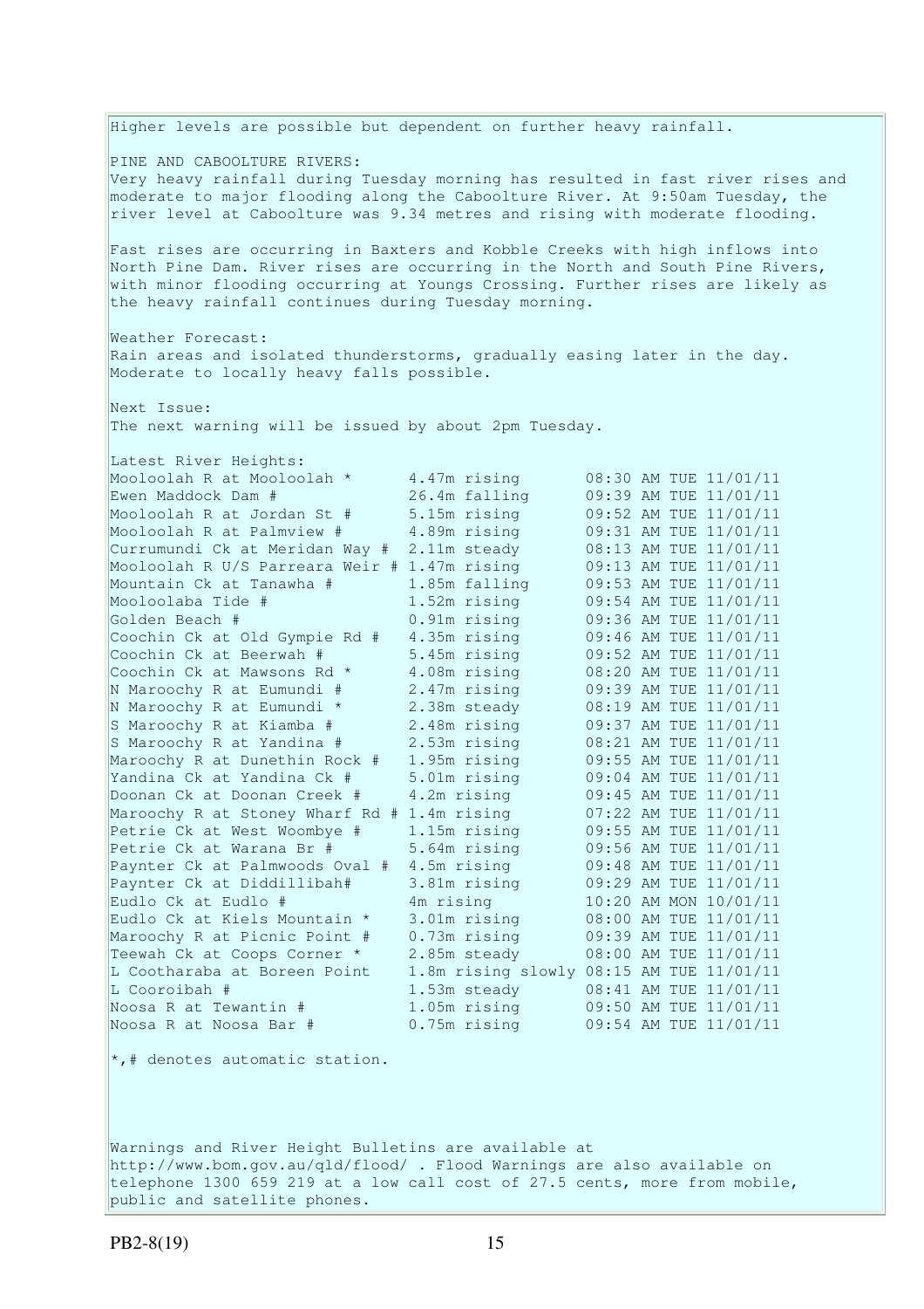Higher levels are possible but dependent on further heavy rainfall.

PINE AND CABOOLTURE RIVERS:
Very heavy rainfall during Tuesday morning has resulted in fast river rises and moderate to major flooding along the Caboolture River. At 9:50am Tuesday, the river level at Caboolture was 9.34 metres and rising with moderate flooding.

Fast rises are occurring in Baxters and Kobble Creeks with high inflows into North Pine Dam. River rises are occurring in the North and South Pine Rivers, with minor flooding occurring at Youngs Crossing. Further rises are likely as the heavy rainfall continues during Tuesday morning.

Weather Forecast:
Rain areas and isolated thunderstorms, gradually easing later in the day. Moderate to locally heavy falls possible.

Next Issue:
The next warning will be issued by about 2pm Tuesday.

Latest River Heights:

| Station | Height | Time |
|---|---|---|
| Mooloolah R at Mooloolah * | 4.47m rising | 08:30 AM TUE 11/01/11 |
| Ewen Maddock Dam # | 26.4m falling | 09:39 AM TUE 11/01/11 |
| Mooloolah R at Jordan St # | 5.15m rising | 09:52 AM TUE 11/01/11 |
| Mooloolah R at Palmview # | 4.89m rising | 09:31 AM TUE 11/01/11 |
| Currumundi Ck at Meridan Way # | 2.11m steady | 08:13 AM TUE 11/01/11 |
| Mooloolah R U/S Parreara Weir # | 1.47m rising | 09:13 AM TUE 11/01/11 |
| Mountain Ck at Tanawha # | 1.85m falling | 09:53 AM TUE 11/01/11 |
| Mooloolaba Tide # | 1.52m rising | 09:54 AM TUE 11/01/11 |
| Golden Beach # | 0.91m rising | 09:36 AM TUE 11/01/11 |
| Coochin Ck at Old Gympie Rd # | 4.35m rising | 09:46 AM TUE 11/01/11 |
| Coochin Ck at Beerwah # | 5.45m rising | 09:52 AM TUE 11/01/11 |
| Coochin Ck at Mawsons Rd * | 4.08m rising | 08:20 AM TUE 11/01/11 |
| N Maroochy R at Eumundi # | 2.47m rising | 09:39 AM TUE 11/01/11 |
| N Maroochy R at Eumundi * | 2.38m steady | 08:19 AM TUE 11/01/11 |
| S Maroochy R at Kiamba # | 2.48m rising | 09:37 AM TUE 11/01/11 |
| S Maroochy R at Yandina # | 2.53m rising | 08:21 AM TUE 11/01/11 |
| Maroochy R at Dunethin Rock # | 1.95m rising | 09:55 AM TUE 11/01/11 |
| Yandina Ck at Yandina Ck # | 5.01m rising | 09:04 AM TUE 11/01/11 |
| Doonan Ck at Doonan Creek # | 4.2m rising | 09:45 AM TUE 11/01/11 |
| Maroochy R at Stoney Wharf Rd # | 1.4m rising | 07:22 AM TUE 11/01/11 |
| Petrie Ck at West Woombye # | 1.15m rising | 09:55 AM TUE 11/01/11 |
| Petrie Ck at Warana Br # | 5.64m rising | 09:56 AM TUE 11/01/11 |
| Paynter Ck at Palmwoods Oval # | 4.5m rising | 09:48 AM TUE 11/01/11 |
| Paynter Ck at Diddillibah# | 3.81m rising | 09:29 AM TUE 11/01/11 |
| Eudlo Ck at Eudlo # | 4m rising | 10:20 AM MON 10/01/11 |
| Eudlo Ck at Kiels Mountain * | 3.01m rising | 08:00 AM TUE 11/01/11 |
| Maroochy R at Picnic Point # | 0.73m rising | 09:39 AM TUE 11/01/11 |
| Teewah Ck at Coops Corner * | 2.85m steady | 08:00 AM TUE 11/01/11 |
| L Cootharaba at Boreen Point | 1.8m rising slowly | 08:15 AM TUE 11/01/11 |
| L Cooroibah # | 1.53m steady | 08:41 AM TUE 11/01/11 |
| Noosa R at Tewantin # | 1.05m rising | 09:50 AM TUE 11/01/11 |
| Noosa R at Noosa Bar # | 0.75m rising | 09:54 AM TUE 11/01/11 |

*,# denotes automatic station.

Warnings and River Height Bulletins are available at http://www.bom.gov.au/qld/flood/ . Flood Warnings are also available on telephone 1300 659 219 at a low call cost of 27.5 cents, more from mobile, public and satellite phones.

PB2-8(19)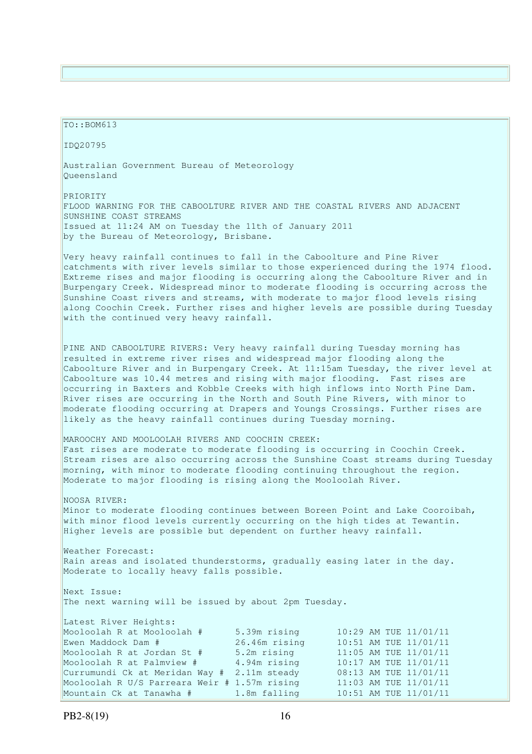TO::BOM613

IDQ20795

Australian Government Bureau of Meteorology
Queensland

PRIORITY
FLOOD WARNING FOR THE CABOOLTURE RIVER AND THE COASTAL RIVERS AND ADJACENT SUNSHINE COAST STREAMS
Issued at 11:24 AM on Tuesday the 11th of January 2011
by the Bureau of Meteorology, Brisbane.

Very heavy rainfall continues to fall in the Caboolture and Pine River catchments with river levels similar to those experienced during the 1974 flood. Extreme rises and major flooding is occurring along the Caboolture River and in Burpengary Creek. Widespread minor to moderate flooding is occurring across the Sunshine Coast rivers and streams, with moderate to major flood levels rising along Coochin Creek. Further rises and higher levels are possible during Tuesday with the continued very heavy rainfall.

PINE AND CABOOLTURE RIVERS: Very heavy rainfall during Tuesday morning has resulted in extreme river rises and widespread major flooding along the Caboolture River and in Burpengary Creek. At 11:15am Tuesday, the river level at Caboolture was 10.44 metres and rising with major flooding. Fast rises are occurring in Baxters and Kobble Creeks with high inflows into North Pine Dam. River rises are occurring in the North and South Pine Rivers, with minor to moderate flooding occurring at Drapers and Youngs Crossings. Further rises are likely as the heavy rainfall continues during Tuesday morning.

MAROOCHY AND MOOLOOLAH RIVERS AND COOCHIN CREEK:
Fast rises are moderate to moderate flooding is occurring in Coochin Creek. Stream rises are also occurring across the Sunshine Coast streams during Tuesday morning, with minor to moderate flooding continuing throughout the region. Moderate to major flooding is rising along the Mooloolah River.

NOOSA RIVER:
Minor to moderate flooding continues between Boreen Point and Lake Cooroibah, with minor flood levels currently occurring on the high tides at Tewantin. Higher levels are possible but dependent on further heavy rainfall.

Weather Forecast:
Rain areas and isolated thunderstorms, gradually easing later in the day. Moderate to locally heavy falls possible.

Next Issue:
The next warning will be issued by about 2pm Tuesday.

Latest River Heights:

| | | |
|---|---|---|
| Mooloolah R at Mooloolah # | 5.39m rising | 10:29 AM TUE 11/01/11 |
| Ewen Maddock Dam # | 26.46m rising | 10:51 AM TUE 11/01/11 |
| Mooloolah R at Jordan St # | 5.2m rising | 11:05 AM TUE 11/01/11 |
| Mooloolah R at Palmview # | 4.94m rising | 10:17 AM TUE 11/01/11 |
| Currumundi Ck at Meridan Way # | 2.11m steady | 08:13 AM TUE 11/01/11 |
| Mooloolah R U/S Parreara Weir # | 1.57m rising | 11:03 AM TUE 11/01/11 |
| Mountain Ck at Tanawha # | 1.8m falling | 10:51 AM TUE 11/01/11 |

PB2-8(19)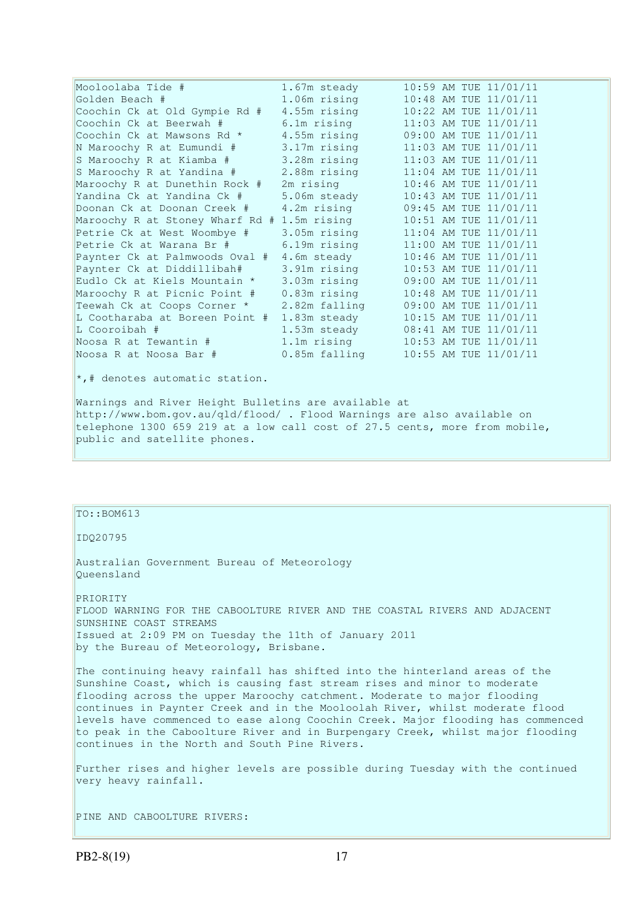| Station | Height | Trend | Time |
|---|---|---|---|
| Mooloolaba Tide # | 1.67m | steady | 10:59 AM TUE 11/01/11 |
| Golden Beach # | 1.06m | rising | 10:48 AM TUE 11/01/11 |
| Coochin Ck at Old Gympie Rd # | 4.55m | rising | 10:22 AM TUE 11/01/11 |
| Coochin Ck at Beerwah # | 6.1m | rising | 11:03 AM TUE 11/01/11 |
| Coochin Ck at Mawsons Rd * | 4.55m | rising | 09:00 AM TUE 11/01/11 |
| N Maroochy R at Eumundi # | 3.17m | rising | 11:03 AM TUE 11/01/11 |
| S Maroochy R at Kiamba # | 3.28m | rising | 11:03 AM TUE 11/01/11 |
| S Maroochy R at Yandina # | 2.88m | rising | 11:04 AM TUE 11/01/11 |
| Maroochy R at Dunethin Rock # | 2m | rising | 10:46 AM TUE 11/01/11 |
| Yandina Ck at Yandina Ck # | 5.06m | steady | 10:43 AM TUE 11/01/11 |
| Doonan Ck at Doonan Creek # | 4.2m | rising | 09:45 AM TUE 11/01/11 |
| Maroochy R at Stoney Wharf Rd # | 1.5m | rising | 10:51 AM TUE 11/01/11 |
| Petrie Ck at West Woombye # | 3.05m | rising | 11:04 AM TUE 11/01/11 |
| Petrie Ck at Warana Br # | 6.19m | rising | 11:00 AM TUE 11/01/11 |
| Paynter Ck at Palmwoods Oval # | 4.6m | steady | 10:46 AM TUE 11/01/11 |
| Paynter Ck at Diddillibah# | 3.91m | rising | 10:53 AM TUE 11/01/11 |
| Eudlo Ck at Kiels Mountain * | 3.03m | rising | 09:00 AM TUE 11/01/11 |
| Maroochy R at Picnic Point # | 0.83m | rising | 10:48 AM TUE 11/01/11 |
| Teewah Ck at Coops Corner * | 2.82m | falling | 09:00 AM TUE 11/01/11 |
| L Cootharaba at Boreen Point # | 1.83m | steady | 10:15 AM TUE 11/01/11 |
| L Cooroibah # | 1.53m | steady | 08:41 AM TUE 11/01/11 |
| Noosa R at Tewantin # | 1.1m | rising | 10:53 AM TUE 11/01/11 |
| Noosa R at Noosa Bar # | 0.85m | falling | 10:55 AM TUE 11/01/11 |

*,# denotes automatic station.

Warnings and River Height Bulletins are available at http://www.bom.gov.au/qld/flood/ . Flood Warnings are also available on telephone 1300 659 219 at a low call cost of 27.5 cents, more from mobile, public and satellite phones.

TO::BOM613

IDQ20795

Australian Government Bureau of Meteorology
Queensland

PRIORITY
FLOOD WARNING FOR THE CABOOLTURE RIVER AND THE COASTAL RIVERS AND ADJACENT SUNSHINE COAST STREAMS
Issued at 2:09 PM on Tuesday the 11th of January 2011
by the Bureau of Meteorology, Brisbane.

The continuing heavy rainfall has shifted into the hinterland areas of the Sunshine Coast, which is causing fast stream rises and minor to moderate flooding across the upper Maroochy catchment. Moderate to major flooding continues in Paynter Creek and in the Mooloolah River, whilst moderate flood levels have commenced to ease along Coochin Creek. Major flooding has commenced to peak in the Caboolture River and in Burpengary Creek, whilst major flooding continues in the North and South Pine Rivers.

Further rises and higher levels are possible during Tuesday with the continued very heavy rainfall.

PINE AND CABOOLTURE RIVERS: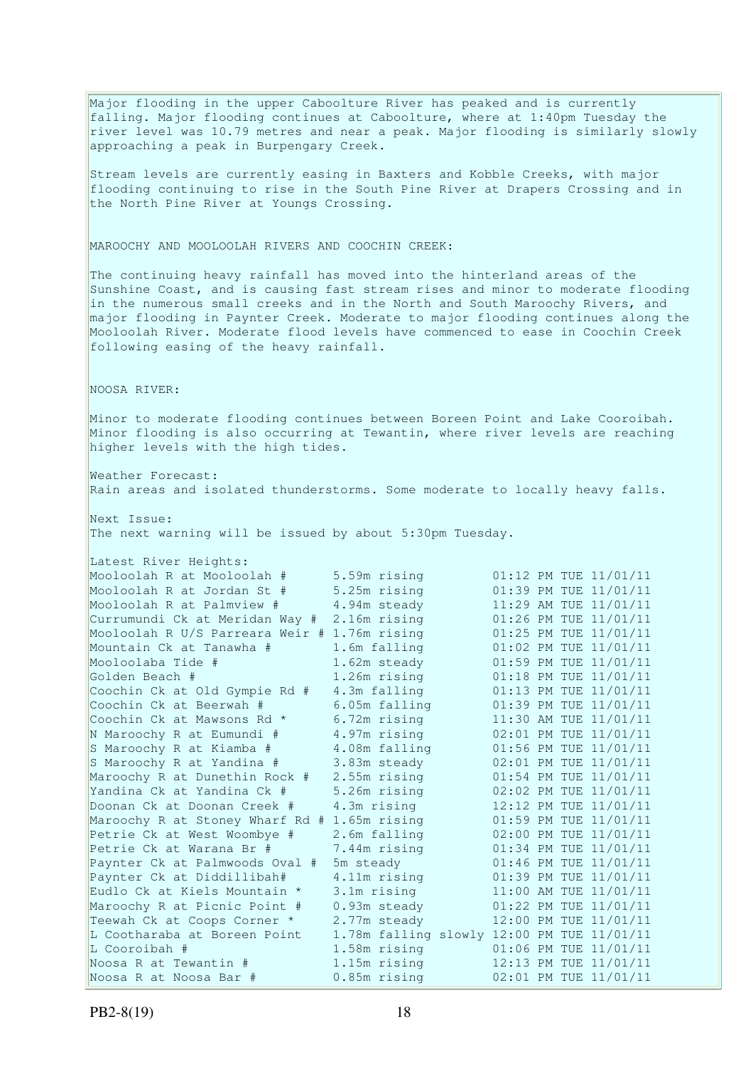Major flooding in the upper Caboolture River has peaked and is currently falling. Major flooding continues at Caboolture, where at 1:40pm Tuesday the river level was 10.79 metres and near a peak. Major flooding is similarly slowly approaching a peak in Burpengary Creek.

Stream levels are currently easing in Baxters and Kobble Creeks, with major flooding continuing to rise in the South Pine River at Drapers Crossing and in the North Pine River at Youngs Crossing.

MAROOCHY AND MOOLOOLAH RIVERS AND COOCHIN CREEK:

The continuing heavy rainfall has moved into the hinterland areas of the Sunshine Coast, and is causing fast stream rises and minor to moderate flooding in the numerous small creeks and in the North and South Maroochy Rivers, and major flooding in Paynter Creek. Moderate to major flooding continues along the Mooloolah River. Moderate flood levels have commenced to ease in Coochin Creek following easing of the heavy rainfall.

NOOSA RIVER:

Minor to moderate flooding continues between Boreen Point and Lake Cooroibah. Minor flooding is also occurring at Tewantin, where river levels are reaching higher levels with the high tides.

Weather Forecast:
Rain areas and isolated thunderstorms. Some moderate to locally heavy falls.

Next Issue:
The next warning will be issued by about 5:30pm Tuesday.

Latest River Heights:

| Station | Level | Time |
|---|---|---|
| Mooloolah R at Mooloolah # | 5.59m rising | 01:12 PM TUE 11/01/11 |
| Mooloolah R at Jordan St # | 5.25m rising | 01:39 PM TUE 11/01/11 |
| Mooloolah R at Palmview # | 4.94m steady | 11:29 AM TUE 11/01/11 |
| Currumundi Ck at Meridan Way # | 2.16m rising | 01:26 PM TUE 11/01/11 |
| Mooloolah R U/S Parreara Weir # | 1.76m rising | 01:25 PM TUE 11/01/11 |
| Mountain Ck at Tanawha # | 1.6m falling | 01:02 PM TUE 11/01/11 |
| Mooloolaba Tide # | 1.62m steady | 01:59 PM TUE 11/01/11 |
| Golden Beach # | 1.26m rising | 01:18 PM TUE 11/01/11 |
| Coochin Ck at Old Gympie Rd # | 4.3m falling | 01:13 PM TUE 11/01/11 |
| Coochin Ck at Beerwah # | 6.05m falling | 01:39 PM TUE 11/01/11 |
| Coochin Ck at Mawsons Rd * | 6.72m rising | 11:30 AM TUE 11/01/11 |
| N Maroochy R at Eumundi # | 4.97m rising | 02:01 PM TUE 11/01/11 |
| S Maroochy R at Kiamba # | 4.08m falling | 01:56 PM TUE 11/01/11 |
| S Maroochy R at Yandina # | 3.83m steady | 02:01 PM TUE 11/01/11 |
| Maroochy R at Dunethin Rock # | 2.55m rising | 01:54 PM TUE 11/01/11 |
| Yandina Ck at Yandina Ck # | 5.26m rising | 02:02 PM TUE 11/01/11 |
| Doonan Ck at Doonan Creek # | 4.3m rising | 12:12 PM TUE 11/01/11 |
| Maroochy R at Stoney Wharf Rd # | 1.65m rising | 01:59 PM TUE 11/01/11 |
| Petrie Ck at West Woombye # | 2.6m falling | 02:00 PM TUE 11/01/11 |
| Petrie Ck at Warana Br # | 7.44m rising | 01:34 PM TUE 11/01/11 |
| Paynter Ck at Palmwoods Oval # | 5m steady | 01:46 PM TUE 11/01/11 |
| Paynter Ck at Diddillibah# | 4.11m rising | 01:39 PM TUE 11/01/11 |
| Eudlo Ck at Kiels Mountain * | 3.1m rising | 11:00 AM TUE 11/01/11 |
| Maroochy R at Picnic Point # | 0.93m steady | 01:22 PM TUE 11/01/11 |
| Teewah Ck at Coops Corner * | 2.77m steady | 12:00 PM TUE 11/01/11 |
| L Cootharaba at Boreen Point | 1.78m falling slowly | 12:00 PM TUE 11/01/11 |
| L Cooroibah # | 1.58m rising | 01:06 PM TUE 11/01/11 |
| Noosa R at Tewantin # | 1.15m rising | 12:13 PM TUE 11/01/11 |
| Noosa R at Noosa Bar # | 0.85m rising | 02:01 PM TUE 11/01/11 |

PB2-8(19)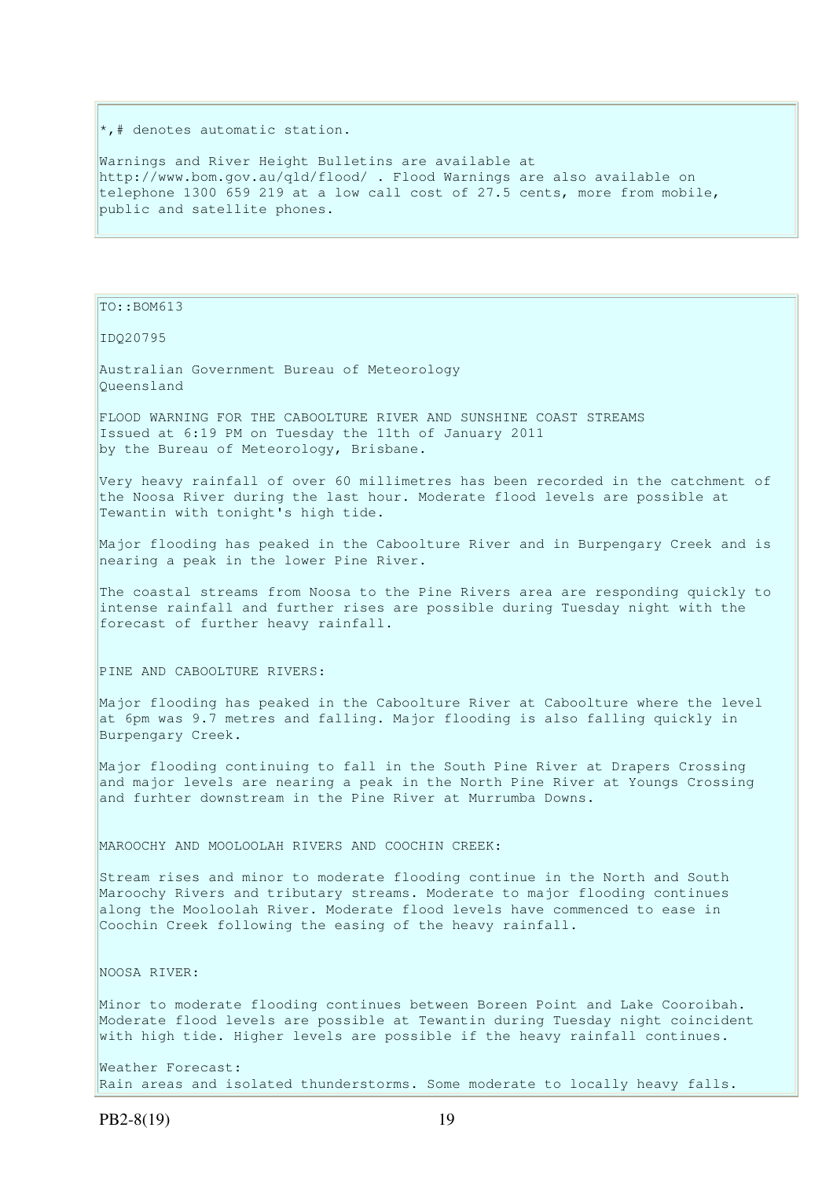*,# denotes automatic station.

Warnings and River Height Bulletins are available at http://www.bom.gov.au/qld/flood/ . Flood Warnings are also available on telephone 1300 659 219 at a low call cost of 27.5 cents, more from mobile, public and satellite phones.

TO::BOM613

IDQ20795

Australian Government Bureau of Meteorology
Queensland

FLOOD WARNING FOR THE CABOOLTURE RIVER AND SUNSHINE COAST STREAMS
Issued at 6:19 PM on Tuesday the 11th of January 2011
by the Bureau of Meteorology, Brisbane.

Very heavy rainfall of over 60 millimetres has been recorded in the catchment of the Noosa River during the last hour. Moderate flood levels are possible at Tewantin with tonight's high tide.

Major flooding has peaked in the Caboolture River and in Burpengary Creek and is nearing a peak in the lower Pine River.

The coastal streams from Noosa to the Pine Rivers area are responding quickly to intense rainfall and further rises are possible during Tuesday night with the forecast of further heavy rainfall.

PINE AND CABOOLTURE RIVERS:

Major flooding has peaked in the Caboolture River at Caboolture where the level at 6pm was 9.7 metres and falling. Major flooding is also falling quickly in Burpengary Creek.

Major flooding continuing to fall in the South Pine River at Drapers Crossing and major levels are nearing a peak in the North Pine River at Youngs Crossing and furhter downstream in the Pine River at Murrumba Downs.

MAROOCHY AND MOOLOOLAH RIVERS AND COOCHIN CREEK:

Stream rises and minor to moderate flooding continue in the North and South Maroochy Rivers and tributary streams. Moderate to major flooding continues along the Mooloolah River. Moderate flood levels have commenced to ease in Coochin Creek following the easing of the heavy rainfall.

NOOSA RIVER:

Minor to moderate flooding continues between Boreen Point and Lake Cooroibah. Moderate flood levels are possible at Tewantin during Tuesday night coincident with high tide. Higher levels are possible if the heavy rainfall continues.

Weather Forecast:
Rain areas and isolated thunderstorms. Some moderate to locally heavy falls.

PB2-8(19)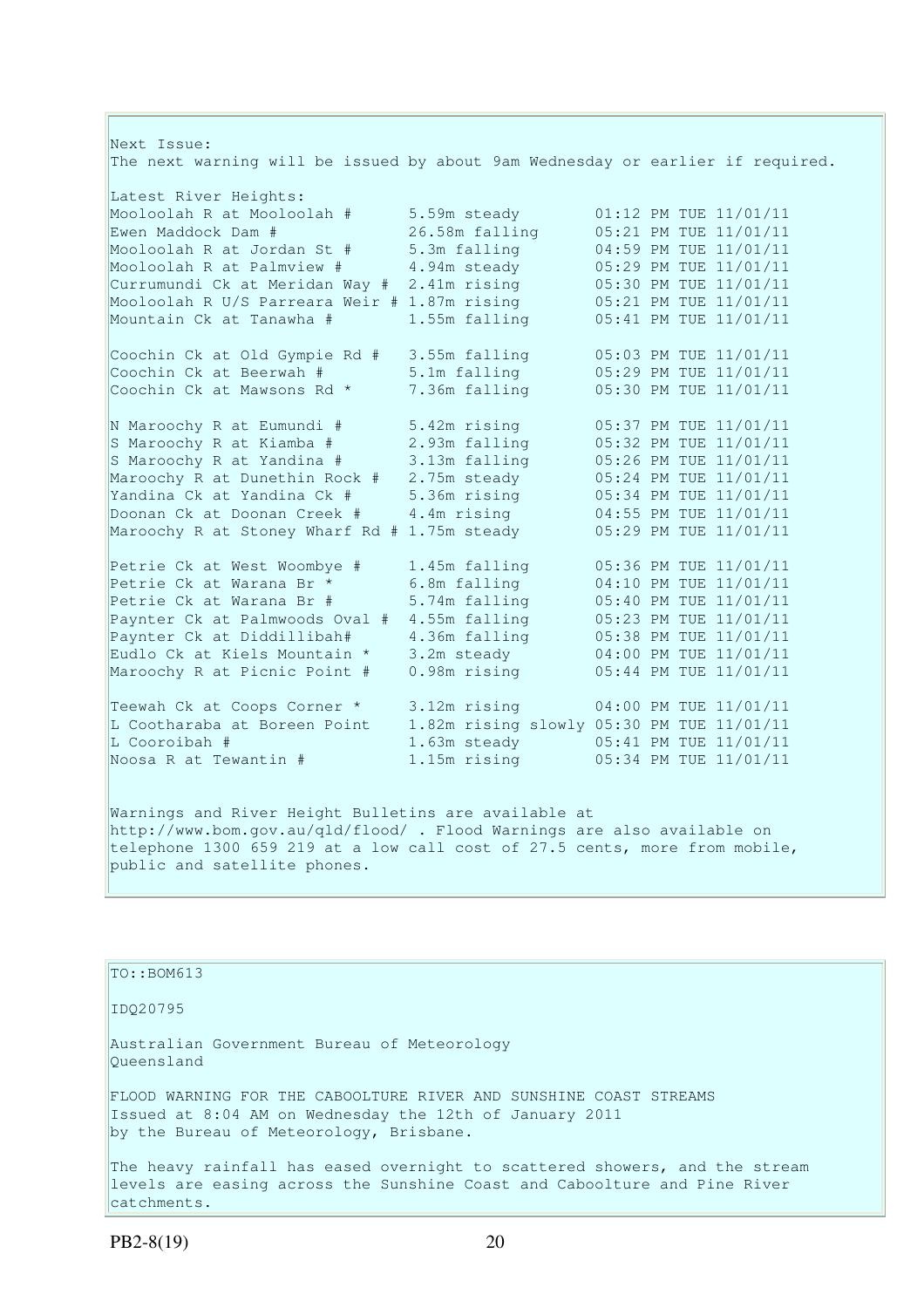Next Issue:
The next warning will be issued by about 9am Wednesday or earlier if required.

Latest River Heights:

| Location | Height | Time |
|---|---|---|
| Mooloolah R at Mooloolah # | 5.59m steady | 01:12 PM TUE 11/01/11 |
| Ewen Maddock Dam # | 26.58m falling | 05:21 PM TUE 11/01/11 |
| Mooloolah R at Jordan St # | 5.3m falling | 04:59 PM TUE 11/01/11 |
| Mooloolah R at Palmview # | 4.94m steady | 05:29 PM TUE 11/01/11 |
| Currumundi Ck at Meridan Way # | 2.41m rising | 05:30 PM TUE 11/01/11 |
| Mooloolah R U/S Parreara Weir # | 1.87m rising | 05:21 PM TUE 11/01/11 |
| Mountain Ck at Tanawha # | 1.55m falling | 05:41 PM TUE 11/01/11 |
| | | |
| Coochin Ck at Old Gympie Rd # | 3.55m falling | 05:03 PM TUE 11/01/11 |
| Coochin Ck at Beerwah # | 5.1m falling | 05:29 PM TUE 11/01/11 |
| Coochin Ck at Mawsons Rd * | 7.36m falling | 05:30 PM TUE 11/01/11 |
| | | |
| N Maroochy R at Eumundi # | 5.42m rising | 05:37 PM TUE 11/01/11 |
| S Maroochy R at Kiamba # | 2.93m falling | 05:32 PM TUE 11/01/11 |
| S Maroochy R at Yandina # | 3.13m falling | 05:26 PM TUE 11/01/11 |
| Maroochy R at Dunethin Rock # | 2.75m steady | 05:24 PM TUE 11/01/11 |
| Yandina Ck at Yandina Ck # | 5.36m rising | 05:34 PM TUE 11/01/11 |
| Doonan Ck at Doonan Creek # | 4.4m rising | 04:55 PM TUE 11/01/11 |
| Maroochy R at Stoney Wharf Rd # | 1.75m steady | 05:29 PM TUE 11/01/11 |
| | | |
| Petrie Ck at West Woombye # | 1.45m falling | 05:36 PM TUE 11/01/11 |
| Petrie Ck at Warana Br * | 6.8m falling | 04:10 PM TUE 11/01/11 |
| Petrie Ck at Warana Br # | 5.74m falling | 05:40 PM TUE 11/01/11 |
| Paynter Ck at Palmwoods Oval # | 4.55m falling | 05:23 PM TUE 11/01/11 |
| Paynter Ck at Diddillibah# | 4.36m falling | 05:38 PM TUE 11/01/11 |
| Eudlo Ck at Kiels Mountain * | 3.2m steady | 04:00 PM TUE 11/01/11 |
| Maroochy R at Picnic Point # | 0.98m rising | 05:44 PM TUE 11/01/11 |
| | | |
| Teewah Ck at Coops Corner * | 3.12m rising | 04:00 PM TUE 11/01/11 |
| L Cootharaba at Boreen Point | 1.82m rising slowly | 05:30 PM TUE 11/01/11 |
| L Cooroibah # | 1.63m steady | 05:41 PM TUE 11/01/11 |
| Noosa R at Tewantin # | 1.15m rising | 05:34 PM TUE 11/01/11 |

Warnings and River Height Bulletins are available at http://www.bom.gov.au/qld/flood/ . Flood Warnings are also available on telephone 1300 659 219 at a low call cost of 27.5 cents, more from mobile, public and satellite phones.

---

TO::BOM613

IDQ20795

Australian Government Bureau of Meteorology
Queensland

FLOOD WARNING FOR THE CABOOLTURE RIVER AND SUNSHINE COAST STREAMS
Issued at 8:04 AM on Wednesday the 12th of January 2011
by the Bureau of Meteorology, Brisbane.

The heavy rainfall has eased overnight to scattered showers, and the stream levels are easing across the Sunshine Coast and Caboolture and Pine River catchments.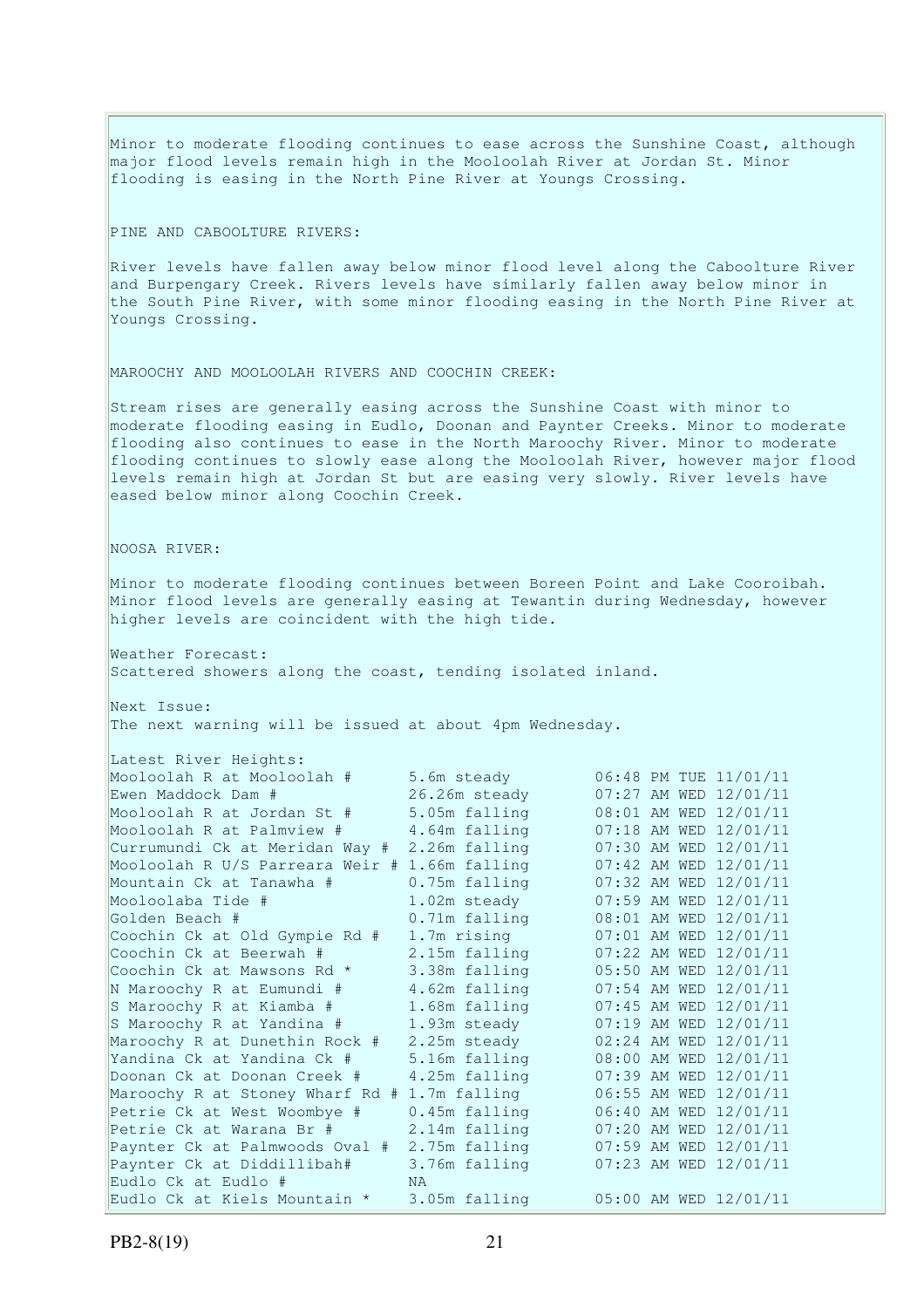Minor to moderate flooding continues to ease across the Sunshine Coast, although major flood levels remain high in the Mooloolah River at Jordan St. Minor flooding is easing in the North Pine River at Youngs Crossing.

PINE AND CABOOLTURE RIVERS:

River levels have fallen away below minor flood level along the Caboolture River and Burpengary Creek. Rivers levels have similarly fallen away below minor in the South Pine River, with some minor flooding easing in the North Pine River at Youngs Crossing.

MAROOCHY AND MOOLOOLAH RIVERS AND COOCHIN CREEK:

Stream rises are generally easing across the Sunshine Coast with minor to moderate flooding easing in Eudlo, Doonan and Paynter Creeks. Minor to moderate flooding also continues to ease in the North Maroochy River. Minor to moderate flooding continues to slowly ease along the Mooloolah River, however major flood levels remain high at Jordan St but are easing very slowly. River levels have eased below minor along Coochin Creek.

NOOSA RIVER:

Minor to moderate flooding continues between Boreen Point and Lake Cooroibah. Minor flood levels are generally easing at Tewantin during Wednesday, however higher levels are coincident with the high tide.

Weather Forecast:
Scattered showers along the coast, tending isolated inland.

Next Issue:
The next warning will be issued at about 4pm Wednesday.

Latest River Heights:

| Location | Height | Time |
|---|---|---|
| Mooloolah R at Mooloolah # | 5.6m steady | 06:48 PM TUE 11/01/11 |
| Ewen Maddock Dam # | 26.26m steady | 07:27 AM WED 12/01/11 |
| Mooloolah R at Jordan St # | 5.05m falling | 08:01 AM WED 12/01/11 |
| Mooloolah R at Palmview # | 4.64m falling | 07:18 AM WED 12/01/11 |
| Currumundi Ck at Meridan Way # | 2.26m falling | 07:30 AM WED 12/01/11 |
| Mooloolah R U/S Parreara Weir # | 1.66m falling | 07:42 AM WED 12/01/11 |
| Mountain Ck at Tanawha # | 0.75m falling | 07:32 AM WED 12/01/11 |
| Mooloolaba Tide # | 1.02m steady | 07:59 AM WED 12/01/11 |
| Golden Beach # | 0.71m falling | 08:01 AM WED 12/01/11 |
| Coochin Ck at Old Gympie Rd # | 1.7m rising | 07:01 AM WED 12/01/11 |
| Coochin Ck at Beerwah # | 2.15m falling | 07:22 AM WED 12/01/11 |
| Coochin Ck at Mawsons Rd * | 3.38m falling | 05:50 AM WED 12/01/11 |
| N Maroochy R at Eumundi # | 4.62m falling | 07:54 AM WED 12/01/11 |
| S Maroochy R at Kiamba # | 1.68m falling | 07:45 AM WED 12/01/11 |
| S Maroochy R at Yandina # | 1.93m steady | 07:19 AM WED 12/01/11 |
| Maroochy R at Dunethin Rock # | 2.25m steady | 02:24 AM WED 12/01/11 |
| Yandina Ck at Yandina Ck # | 5.16m falling | 08:00 AM WED 12/01/11 |
| Doonan Ck at Doonan Creek # | 4.25m falling | 07:39 AM WED 12/01/11 |
| Maroochy R at Stoney Wharf Rd # | 1.7m falling | 06:55 AM WED 12/01/11 |
| Petrie Ck at West Woombye # | 0.45m falling | 06:40 AM WED 12/01/11 |
| Petrie Ck at Warana Br # | 2.14m falling | 07:20 AM WED 12/01/11 |
| Paynter Ck at Palmwoods Oval # | 2.75m falling | 07:59 AM WED 12/01/11 |
| Paynter Ck at Diddillibah# | 3.76m falling | 07:23 AM WED 12/01/11 |
| Eudlo Ck at Eudlo # | NA | |
| Eudlo Ck at Kiels Mountain * | 3.05m falling | 05:00 AM WED 12/01/11 |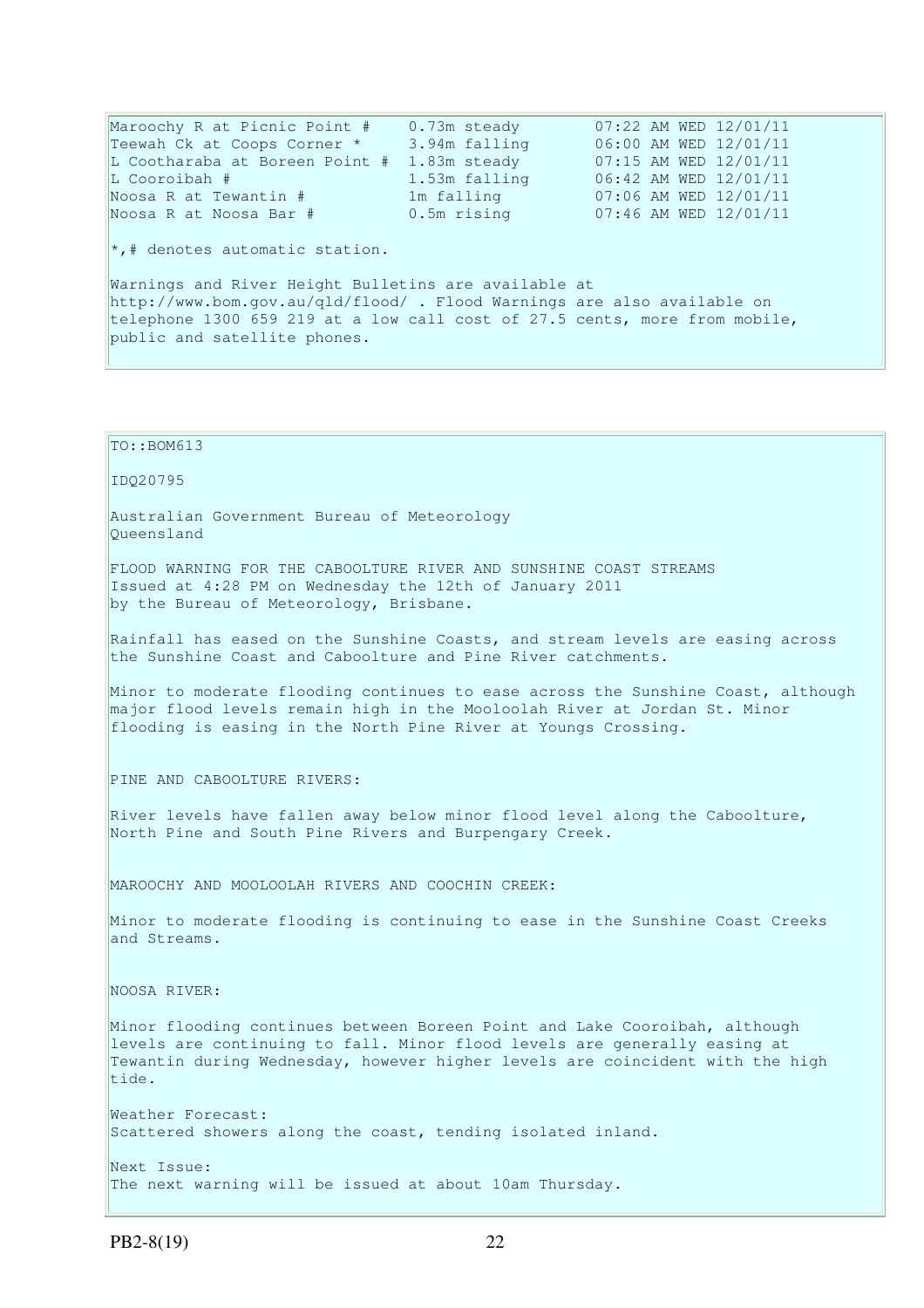| | | |
|---|---|---|
| Maroochy R at Picnic Point # | 0.73m steady | 07:22 AM WED 12/01/11 |
| Teewah Ck at Coops Corner * | 3.94m falling | 06:00 AM WED 12/01/11 |
| L Cootharaba at Boreen Point # | 1.83m steady | 07:15 AM WED 12/01/11 |
| L Cooroibah # | 1.53m falling | 06:42 AM WED 12/01/11 |
| Noosa R at Tewantin # | 1m falling | 07:06 AM WED 12/01/11 |
| Noosa R at Noosa Bar # | 0.5m rising | 07:46 AM WED 12/01/11 |

*,# denotes automatic station.

Warnings and River Height Bulletins are available at http://www.bom.gov.au/qld/flood/ . Flood Warnings are also available on telephone 1300 659 219 at a low call cost of 27.5 cents, more from mobile, public and satellite phones.

TO::BOM613

IDQ20795

Australian Government Bureau of Meteorology
Queensland

FLOOD WARNING FOR THE CABOOLTURE RIVER AND SUNSHINE COAST STREAMS
Issued at 4:28 PM on Wednesday the 12th of January 2011
by the Bureau of Meteorology, Brisbane.

Rainfall has eased on the Sunshine Coasts, and stream levels are easing across the Sunshine Coast and Caboolture and Pine River catchments.

Minor to moderate flooding continues to ease across the Sunshine Coast, although major flood levels remain high in the Mooloolah River at Jordan St. Minor flooding is easing in the North Pine River at Youngs Crossing.

PINE AND CABOOLTURE RIVERS:

River levels have fallen away below minor flood level along the Caboolture, North Pine and South Pine Rivers and Burpengary Creek.

MAROOCHY AND MOOLOOLAH RIVERS AND COOCHIN CREEK:

Minor to moderate flooding is continuing to ease in the Sunshine Coast Creeks and Streams.

NOOSA RIVER:

Minor flooding continues between Boreen Point and Lake Cooroibah, although levels are continuing to fall. Minor flood levels are generally easing at Tewantin during Wednesday, however higher levels are coincident with the high tide.

Weather Forecast:
Scattered showers along the coast, tending isolated inland.

Next Issue:
The next warning will be issued at about 10am Thursday.

PB2-8(19)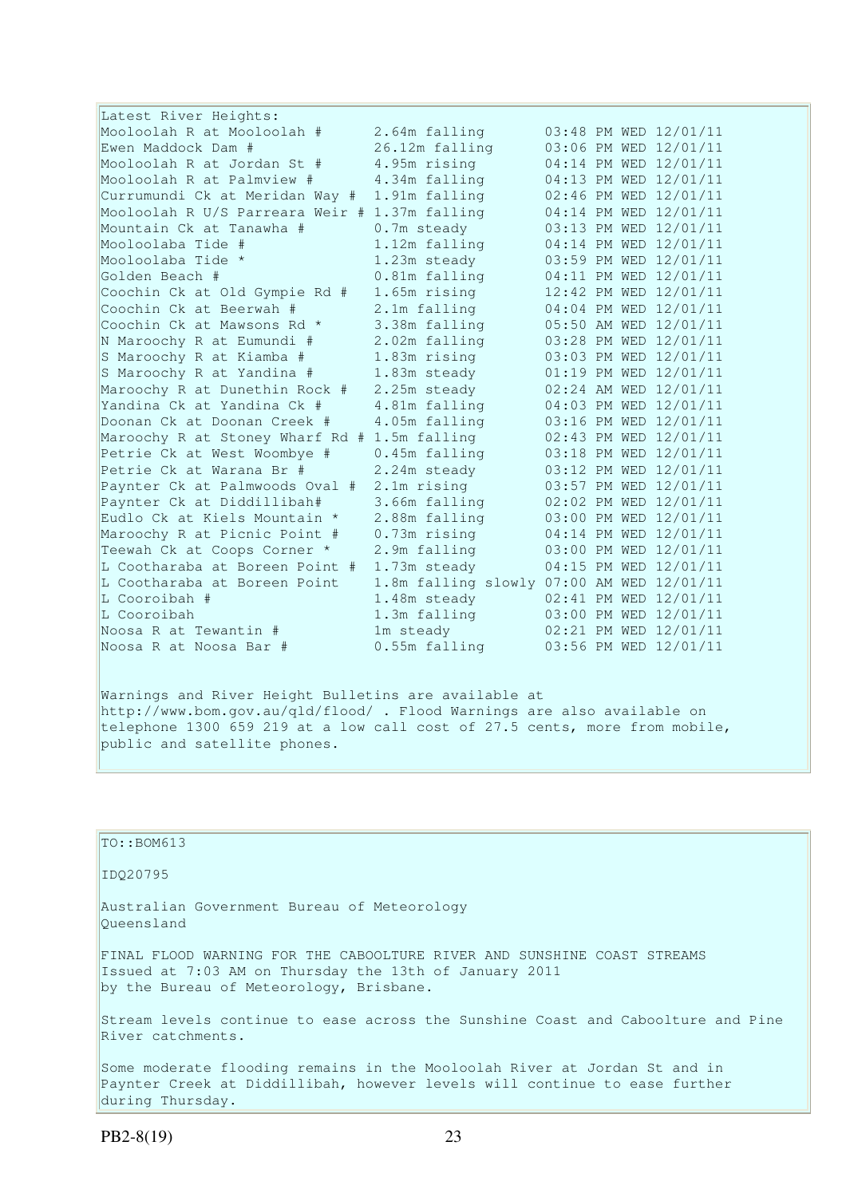Latest River Heights:

| Location | Height | Time |
|---|---|---|
| Mooloolah R at Mooloolah # | 2.64m falling | 03:48 PM WED 12/01/11 |
| Ewen Maddock Dam # | 26.12m falling | 03:06 PM WED 12/01/11 |
| Mooloolah R at Jordan St # | 4.95m rising | 04:14 PM WED 12/01/11 |
| Mooloolah R at Palmview # | 4.34m falling | 04:13 PM WED 12/01/11 |
| Currumundi Ck at Meridan Way # | 1.91m falling | 02:46 PM WED 12/01/11 |
| Mooloolah R U/S Parreara Weir # | 1.37m falling | 04:14 PM WED 12/01/11 |
| Mountain Ck at Tanawha # | 0.7m steady | 03:13 PM WED 12/01/11 |
| Mooloolaba Tide # | 1.12m falling | 04:14 PM WED 12/01/11 |
| Mooloolaba Tide * | 1.23m steady | 03:59 PM WED 12/01/11 |
| Golden Beach # | 0.81m falling | 04:11 PM WED 12/01/11 |
| Coochin Ck at Old Gympie Rd # | 1.65m rising | 12:42 PM WED 12/01/11 |
| Coochin Ck at Beerwah # | 2.1m falling | 04:04 PM WED 12/01/11 |
| Coochin Ck at Mawsons Rd * | 3.38m falling | 05:50 AM WED 12/01/11 |
| N Maroochy R at Eumundi # | 2.02m falling | 03:28 PM WED 12/01/11 |
| S Maroochy R at Kiamba # | 1.83m rising | 03:03 PM WED 12/01/11 |
| S Maroochy R at Yandina # | 1.83m steady | 01:19 PM WED 12/01/11 |
| Maroochy R at Dunethin Rock # | 2.25m steady | 02:24 AM WED 12/01/11 |
| Yandina Ck at Yandina Ck # | 4.81m falling | 04:03 PM WED 12/01/11 |
| Doonan Ck at Doonan Creek # | 4.05m falling | 03:16 PM WED 12/01/11 |
| Maroochy R at Stoney Wharf Rd # | 1.5m falling | 02:43 PM WED 12/01/11 |
| Petrie Ck at West Woombye # | 0.45m falling | 03:18 PM WED 12/01/11 |
| Petrie Ck at Warana Br # | 2.24m steady | 03:12 PM WED 12/01/11 |
| Paynter Ck at Palmwoods Oval # | 2.1m rising | 03:57 PM WED 12/01/11 |
| Paynter Ck at Diddillibah# | 3.66m falling | 02:02 PM WED 12/01/11 |
| Eudlo Ck at Kiels Mountain * | 2.88m falling | 03:00 PM WED 12/01/11 |
| Maroochy R at Picnic Point # | 0.73m rising | 04:14 PM WED 12/01/11 |
| Teewah Ck at Coops Corner * | 2.9m falling | 03:00 PM WED 12/01/11 |
| L Cootharaba at Boreen Point # | 1.73m steady | 04:15 PM WED 12/01/11 |
| L Cootharaba at Boreen Point | 1.8m falling slowly | 07:00 AM WED 12/01/11 |
| L Cooroibah # | 1.48m steady | 02:41 PM WED 12/01/11 |
| L Cooroibah | 1.3m falling | 03:00 PM WED 12/01/11 |
| Noosa R at Tewantin # | 1m steady | 02:21 PM WED 12/01/11 |
| Noosa R at Noosa Bar # | 0.55m falling | 03:56 PM WED 12/01/11 |

Warnings and River Height Bulletins are available at http://www.bom.gov.au/qld/flood/ . Flood Warnings are also available on telephone 1300 659 219 at a low call cost of 27.5 cents, more from mobile, public and satellite phones.

TO::BOM613

IDQ20795

Australian Government Bureau of Meteorology
Queensland

FINAL FLOOD WARNING FOR THE CABOOLTURE RIVER AND SUNSHINE COAST STREAMS
Issued at 7:03 AM on Thursday the 13th of January 2011
by the Bureau of Meteorology, Brisbane.

Stream levels continue to ease across the Sunshine Coast and Caboolture and Pine River catchments.

Some moderate flooding remains in the Mooloolah River at Jordan St and in Paynter Creek at Diddillibah, however levels will continue to ease further during Thursday.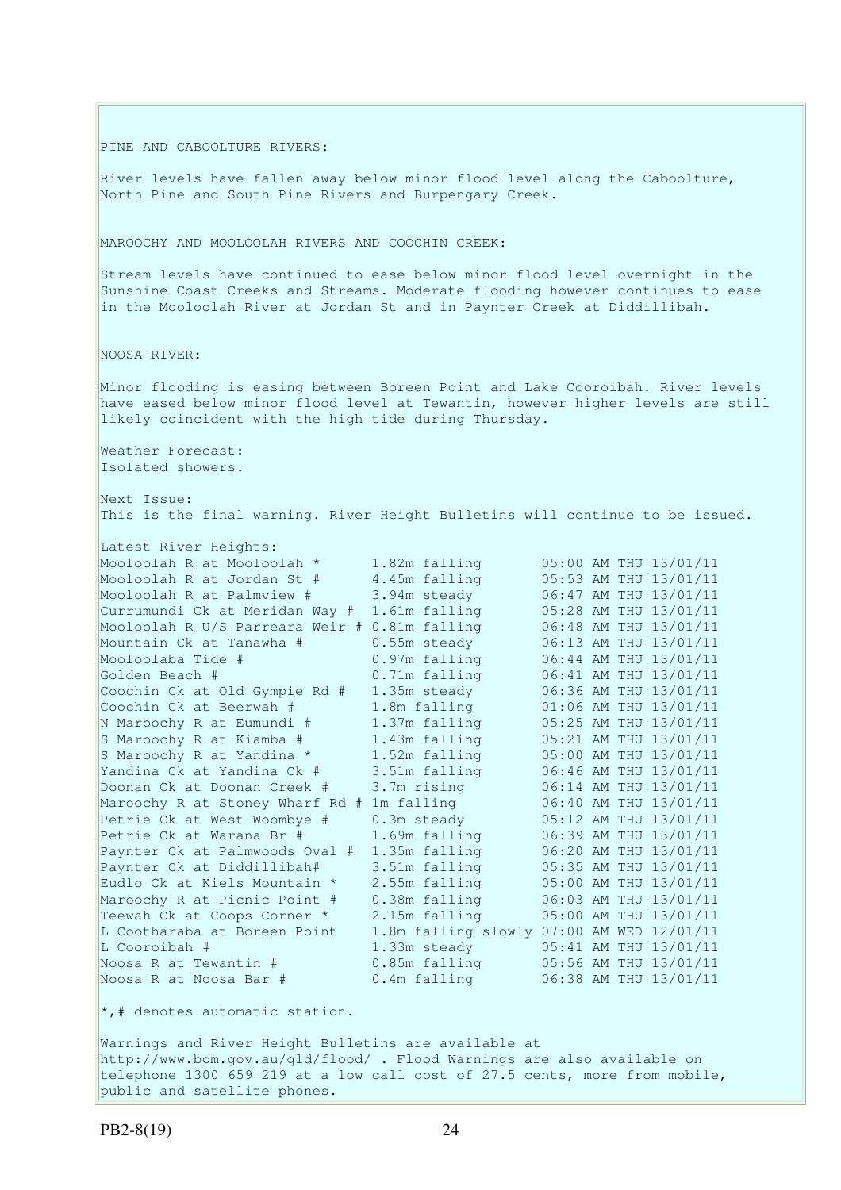PINE AND CABOOLTURE RIVERS:

River levels have fallen away below minor flood level along the Caboolture, North Pine and South Pine Rivers and Burpengary Creek.

MAROOCHY AND MOOLOOLAH RIVERS AND COOCHIN CREEK:

Stream levels have continued to ease below minor flood level overnight in the Sunshine Coast Creeks and Streams. Moderate flooding however continues to ease in the Mooloolah River at Jordan St and in Paynter Creek at Diddillibah.

NOOSA RIVER:

Minor flooding is easing between Boreen Point and Lake Cooroibah. River levels have eased below minor flood level at Tewantin, however higher levels are still likely coincident with the high tide during Thursday.

Weather Forecast:
Isolated showers.

Next Issue:
This is the final warning. River Height Bulletins will continue to be issued.

Latest River Heights:

| Station | Height | Time |
|---|---|---|
| Mooloolah R at Mooloolah * | 1.82m falling | 05:00 AM THU 13/01/11 |
| Mooloolah R at Jordan St # | 4.45m falling | 05:53 AM THU 13/01/11 |
| Mooloolah R at Palmview # | 3.94m steady | 06:47 AM THU 13/01/11 |
| Currumundi Ck at Meridan Way # | 1.61m falling | 05:28 AM THU 13/01/11 |
| Mooloolah R U/S Parreara Weir # | 0.81m falling | 06:48 AM THU 13/01/11 |
| Mountain Ck at Tanawha # | 0.55m steady | 06:13 AM THU 13/01/11 |
| Mooloolaba Tide # | 0.97m falling | 06:44 AM THU 13/01/11 |
| Golden Beach # | 0.71m falling | 06:41 AM THU 13/01/11 |
| Coochin Ck at Old Gympie Rd # | 1.35m steady | 06:36 AM THU 13/01/11 |
| Coochin Ck at Beerwah # | 1.8m falling | 01:06 AM THU 13/01/11 |
| N Maroochy R at Eumundi # | 1.37m falling | 05:25 AM THU 13/01/11 |
| S Maroochy R at Kiamba # | 1.43m falling | 05:21 AM THU 13/01/11 |
| S Maroochy R at Yandina * | 1.52m falling | 05:00 AM THU 13/01/11 |
| Yandina Ck at Yandina Ck # | 3.51m falling | 06:46 AM THU 13/01/11 |
| Doonan Ck at Doonan Creek # | 3.7m rising | 06:14 AM THU 13/01/11 |
| Maroochy R at Stoney Wharf Rd # | 1m falling | 06:40 AM THU 13/01/11 |
| Petrie Ck at West Woombye # | 0.3m steady | 05:12 AM THU 13/01/11 |
| Petrie Ck at Warana Br # | 1.69m falling | 06:39 AM THU 13/01/11 |
| Paynter Ck at Palmwoods Oval # | 1.35m falling | 06:20 AM THU 13/01/11 |
| Paynter Ck at Diddillibah# | 3.51m falling | 05:35 AM THU 13/01/11 |
| Eudlo Ck at Kiels Mountain * | 2.55m falling | 05:00 AM THU 13/01/11 |
| Maroochy R at Picnic Point # | 0.38m falling | 06:03 AM THU 13/01/11 |
| Teewah Ck at Coops Corner * | 2.15m falling | 05:00 AM THU 13/01/11 |
| L Cootharaba at Boreen Point | 1.8m falling slowly | 07:00 AM WED 12/01/11 |
| L Cooroibah # | 1.33m steady | 05:41 AM THU 13/01/11 |
| Noosa R at Tewantin # | 0.85m falling | 05:56 AM THU 13/01/11 |
| Noosa R at Noosa Bar # | 0.4m falling | 06:38 AM THU 13/01/11 |

*,# denotes automatic station.

Warnings and River Height Bulletins are available at http://www.bom.gov.au/qld/flood/ . Flood Warnings are also available on telephone 1300 659 219 at a low call cost of 27.5 cents, more from mobile, public and satellite phones.

PB2-8(19)